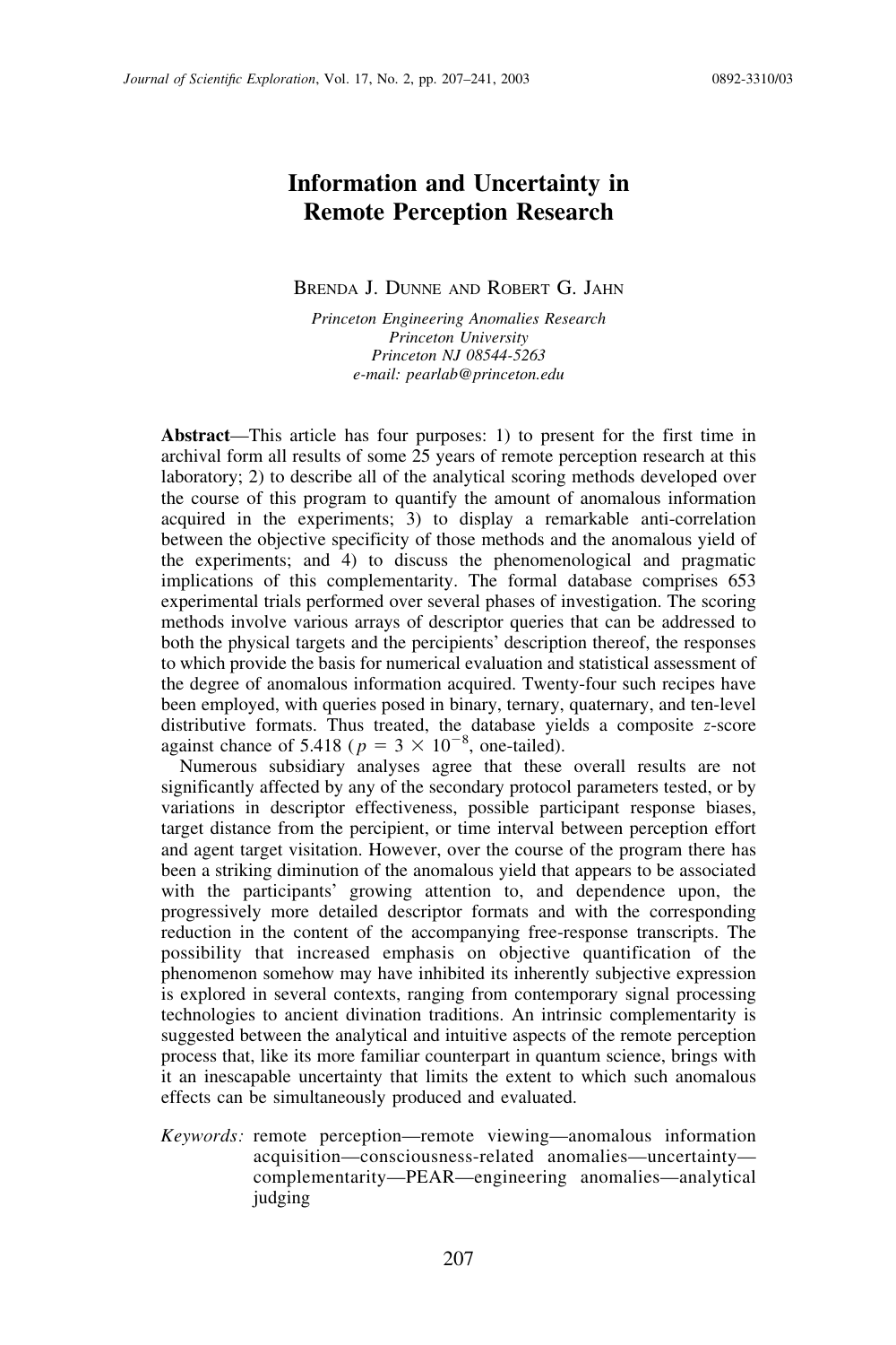# Information and Uncertainty in Remote Perception Research

BRENDA J. DUNNE AND ROBERT G. JAHN

*Princeton Engineering Anomalies Research*
*Princeton University*
*Princeton NJ 08544-5263*
*e-mail: pearlab@princeton.edu*

**Abstract**—This article has four purposes: 1) to present for the first time in archival form all results of some 25 years of remote perception research at this laboratory; 2) to describe all of the analytical scoring methods developed over the course of this program to quantify the amount of anomalous information acquired in the experiments; 3) to display a remarkable anti-correlation between the objective specificity of those methods and the anomalous yield of the experiments; and 4) to discuss the phenomenological and pragmatic implications of this complementarity. The formal database comprises 653 experimental trials performed over several phases of investigation. The scoring methods involve various arrays of descriptor queries that can be addressed to both the physical targets and the percipients' description thereof, the responses to which provide the basis for numerical evaluation and statistical assessment of the degree of anomalous information acquired. Twenty-four such recipes have been employed, with queries posed in binary, ternary, quaternary, and ten-level distributive formats. Thus treated, the database yields a composite *z*-score against chance of 5.418 ($p = 3 \times 10^{-8}$, one-tailed).

Numerous subsidiary analyses agree that these overall results are not significantly affected by any of the secondary protocol parameters tested, or by variations in descriptor effectiveness, possible participant response biases, target distance from the percipient, or time interval between perception effort and agent target visitation. However, over the course of the program there has been a striking diminution of the anomalous yield that appears to be associated with the participants' growing attention to, and dependence upon, the progressively more detailed descriptor formats and with the corresponding reduction in the content of the accompanying free-response transcripts. The possibility that increased emphasis on objective quantification of the phenomenon somehow may have inhibited its inherently subjective expression is explored in several contexts, ranging from contemporary signal processing technologies to ancient divination traditions. An intrinsic complementarity is suggested between the analytical and intuitive aspects of the remote perception process that, like its more familiar counterpart in quantum science, brings with it an inescapable uncertainty that limits the extent to which such anomalous effects can be simultaneously produced and evaluated.

*Keywords:* remote perception—remote viewing—anomalous information acquisition—consciousness-related anomalies—uncertainty—complementarity—PEAR—engineering anomalies—analytical judging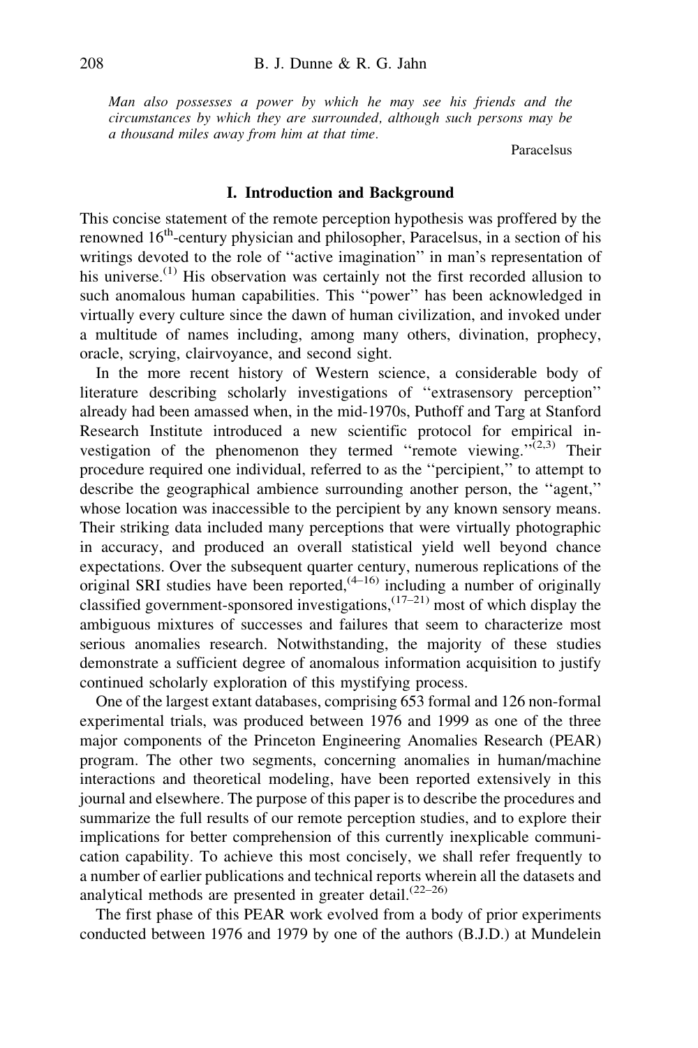*Man also possesses a power by which he may see his friends and the circumstances by which they are surrounded, although such persons may be a thousand miles away from him at that time.*

Paracelsus

## I. Introduction and Background

This concise statement of the remote perception hypothesis was proffered by the renowned 16$^{th}$-century physician and philosopher, Paracelsus, in a section of his writings devoted to the role of ''active imagination'' in man's representation of his universe.[1] His observation was certainly not the first recorded allusion to such anomalous human capabilities. This ''power'' has been acknowledged in virtually every culture since the dawn of human civilization, and invoked under a multitude of names including, among many others, divination, prophecy, oracle, scrying, clairvoyance, and second sight.

In the more recent history of Western science, a considerable body of literature describing scholarly investigations of ''extrasensory perception'' already had been amassed when, in the mid-1970s, Puthoff and Targ at Stanford Research Institute introduced a new scientific protocol for empirical investigation of the phenomenon they termed ''remote viewing.''[2,3] Their procedure required one individual, referred to as the ''percipient,'' to attempt to describe the geographical ambience surrounding another person, the ''agent,'' whose location was inaccessible to the percipient by any known sensory means. Their striking data included many perceptions that were virtually photographic in accuracy, and produced an overall statistical yield well beyond chance expectations. Over the subsequent quarter century, numerous replications of the original SRI studies have been reported,[4–16] including a number of originally classified government-sponsored investigations,[17–21] most of which display the ambiguous mixtures of successes and failures that seem to characterize most serious anomalies research. Notwithstanding, the majority of these studies demonstrate a sufficient degree of anomalous information acquisition to justify continued scholarly exploration of this mystifying process.

One of the largest extant databases, comprising 653 formal and 126 non-formal experimental trials, was produced between 1976 and 1999 as one of the three major components of the Princeton Engineering Anomalies Research (PEAR) program. The other two segments, concerning anomalies in human/machine interactions and theoretical modeling, have been reported extensively in this journal and elsewhere. The purpose of this paper is to describe the procedures and summarize the full results of our remote perception studies, and to explore their implications for better comprehension of this currently inexplicable communication capability. To achieve this most concisely, we shall refer frequently to a number of earlier publications and technical reports wherein all the datasets and analytical methods are presented in greater detail.[22–26]

The first phase of this PEAR work evolved from a body of prior experiments conducted between 1976 and 1979 by one of the authors (B.J.D.) at Mundelein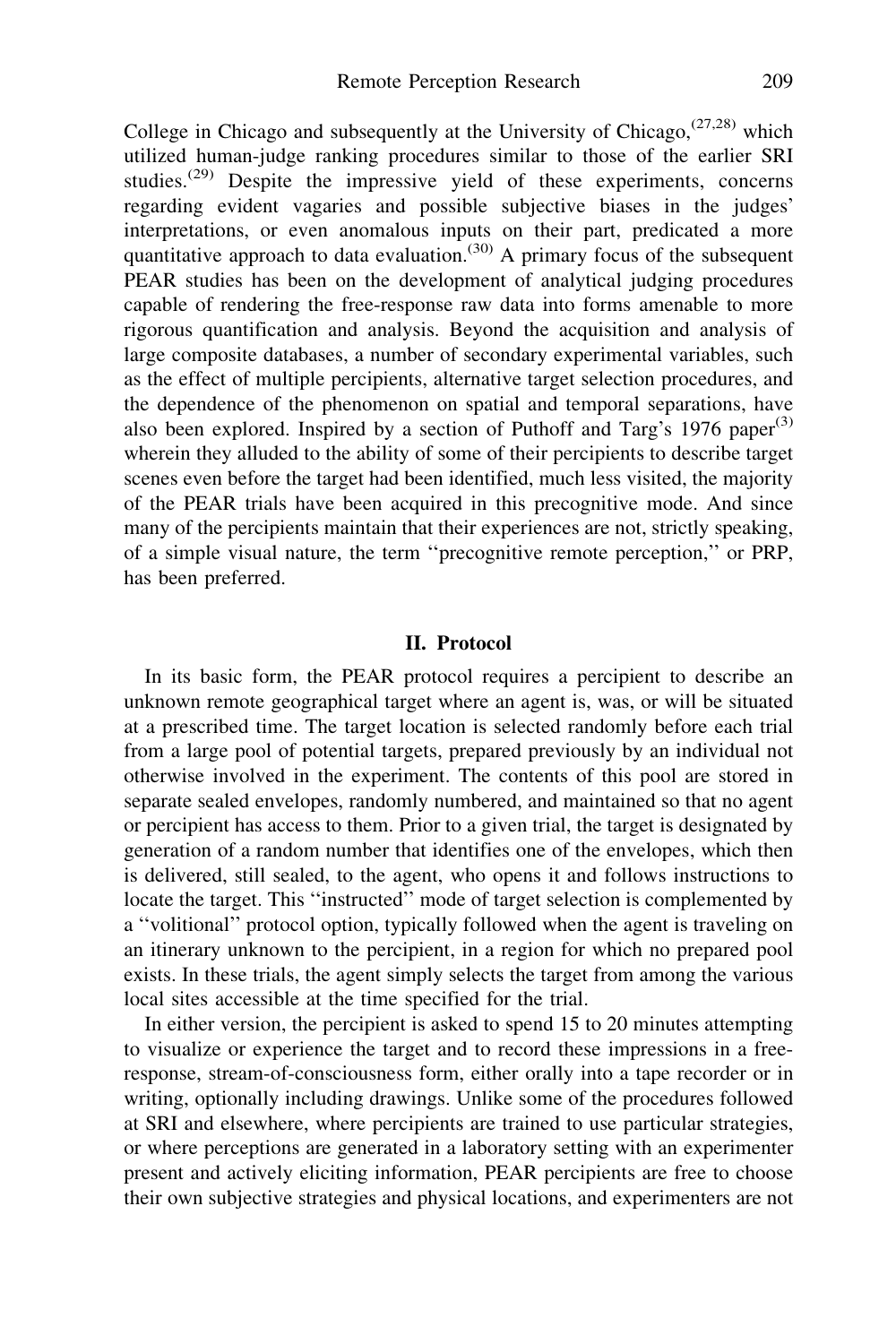College in Chicago and subsequently at the University of Chicago,[27,28] which utilized human-judge ranking procedures similar to those of the earlier SRI studies.[29] Despite the impressive yield of these experiments, concerns regarding evident vagaries and possible subjective biases in the judges' interpretations, or even anomalous inputs on their part, predicated a more quantitative approach to data evaluation.[30] A primary focus of the subsequent PEAR studies has been on the development of analytical judging procedures capable of rendering the free-response raw data into forms amenable to more rigorous quantification and analysis. Beyond the acquisition and analysis of large composite databases, a number of secondary experimental variables, such as the effect of multiple percipients, alternative target selection procedures, and the dependence of the phenomenon on spatial and temporal separations, have also been explored. Inspired by a section of Puthoff and Targ's 1976 paper[3] wherein they alluded to the ability of some of their percipients to describe target scenes even before the target had been identified, much less visited, the majority of the PEAR trials have been acquired in this precognitive mode. And since many of the percipients maintain that their experiences are not, strictly speaking, of a simple visual nature, the term ''precognitive remote perception,'' or PRP, has been preferred.

## II. Protocol

In its basic form, the PEAR protocol requires a percipient to describe an unknown remote geographical target where an agent is, was, or will be situated at a prescribed time. The target location is selected randomly before each trial from a large pool of potential targets, prepared previously by an individual not otherwise involved in the experiment. The contents of this pool are stored in separate sealed envelopes, randomly numbered, and maintained so that no agent or percipient has access to them. Prior to a given trial, the target is designated by generation of a random number that identifies one of the envelopes, which then is delivered, still sealed, to the agent, who opens it and follows instructions to locate the target. This ''instructed'' mode of target selection is complemented by a ''volitional'' protocol option, typically followed when the agent is traveling on an itinerary unknown to the percipient, in a region for which no prepared pool exists. In these trials, the agent simply selects the target from among the various local sites accessible at the time specified for the trial.

In either version, the percipient is asked to spend 15 to 20 minutes attempting to visualize or experience the target and to record these impressions in a free-response, stream-of-consciousness form, either orally into a tape recorder or in writing, optionally including drawings. Unlike some of the procedures followed at SRI and elsewhere, where percipients are trained to use particular strategies, or where perceptions are generated in a laboratory setting with an experimenter present and actively eliciting information, PEAR percipients are free to choose their own subjective strategies and physical locations, and experimenters are not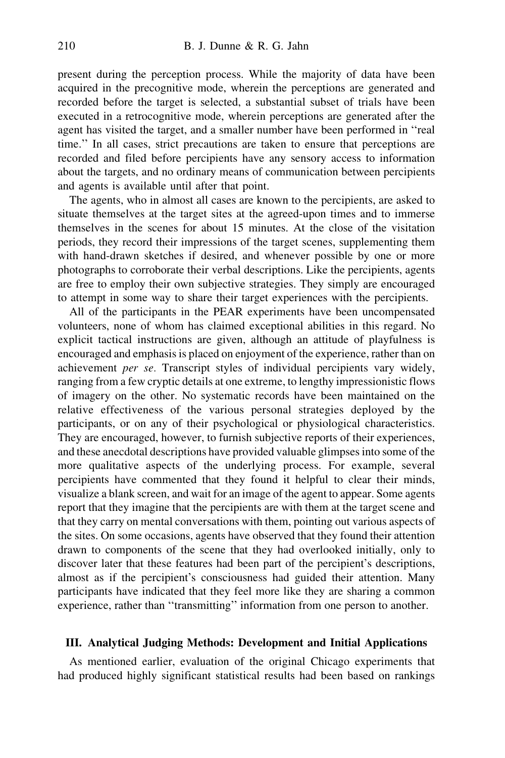present during the perception process. While the majority of data have been acquired in the precognitive mode, wherein the perceptions are generated and recorded before the target is selected, a substantial subset of trials have been executed in a retrocognitive mode, wherein perceptions are generated after the agent has visited the target, and a smaller number have been performed in ''real time.'' In all cases, strict precautions are taken to ensure that perceptions are recorded and filed before percipients have any sensory access to information about the targets, and no ordinary means of communication between percipients and agents is available until after that point.

The agents, who in almost all cases are known to the percipients, are asked to situate themselves at the target sites at the agreed-upon times and to immerse themselves in the scenes for about 15 minutes. At the close of the visitation periods, they record their impressions of the target scenes, supplementing them with hand-drawn sketches if desired, and whenever possible by one or more photographs to corroborate their verbal descriptions. Like the percipients, agents are free to employ their own subjective strategies. They simply are encouraged to attempt in some way to share their target experiences with the percipients.

All of the participants in the PEAR experiments have been uncompensated volunteers, none of whom has claimed exceptional abilities in this regard. No explicit tactical instructions are given, although an attitude of playfulness is encouraged and emphasis is placed on enjoyment of the experience, rather than on achievement *per se*. Transcript styles of individual percipients vary widely, ranging from a few cryptic details at one extreme, to lengthy impressionistic flows of imagery on the other. No systematic records have been maintained on the relative effectiveness of the various personal strategies deployed by the participants, or on any of their psychological or physiological characteristics. They are encouraged, however, to furnish subjective reports of their experiences, and these anecdotal descriptions have provided valuable glimpses into some of the more qualitative aspects of the underlying process. For example, several percipients have commented that they found it helpful to clear their minds, visualize a blank screen, and wait for an image of the agent to appear. Some agents report that they imagine that the percipients are with them at the target scene and that they carry on mental conversations with them, pointing out various aspects of the sites. On some occasions, agents have observed that they found their attention drawn to components of the scene that they had overlooked initially, only to discover later that these features had been part of the percipient's descriptions, almost as if the percipient's consciousness had guided their attention. Many participants have indicated that they feel more like they are sharing a common experience, rather than ''transmitting'' information from one person to another.

## III. Analytical Judging Methods: Development and Initial Applications

As mentioned earlier, evaluation of the original Chicago experiments that had produced highly significant statistical results had been based on rankings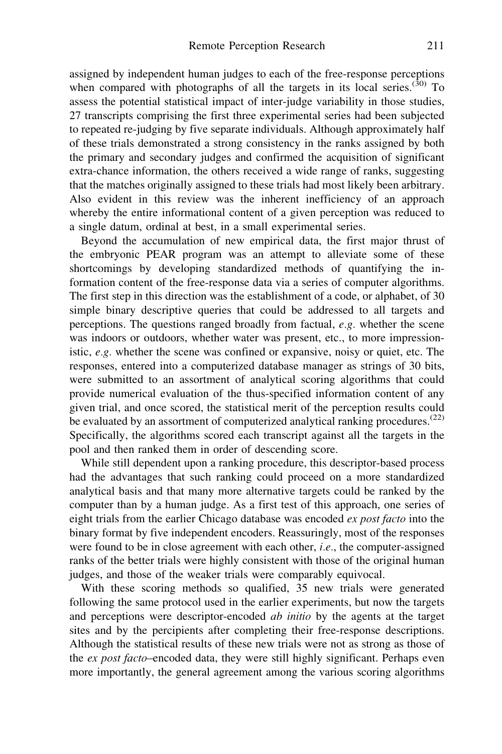assigned by independent human judges to each of the free-response perceptions when compared with photographs of all the targets in its local series.[30] To assess the potential statistical impact of inter-judge variability in those studies, 27 transcripts comprising the first three experimental series had been subjected to repeated re-judging by five separate individuals. Although approximately half of these trials demonstrated a strong consistency in the ranks assigned by both the primary and secondary judges and confirmed the acquisition of significant extra-chance information, the others received a wide range of ranks, suggesting that the matches originally assigned to these trials had most likely been arbitrary. Also evident in this review was the inherent inefficiency of an approach whereby the entire informational content of a given perception was reduced to a single datum, ordinal at best, in a small experimental series.

Beyond the accumulation of new empirical data, the first major thrust of the embryonic PEAR program was an attempt to alleviate some of these shortcomings by developing standardized methods of quantifying the information content of the free-response data via a series of computer algorithms. The first step in this direction was the establishment of a code, or alphabet, of 30 simple binary descriptive queries that could be addressed to all targets and perceptions. The questions ranged broadly from factual, *e.g.* whether the scene was indoors or outdoors, whether water was present, etc., to more impressionistic, *e.g.* whether the scene was confined or expansive, noisy or quiet, etc. The responses, entered into a computerized database manager as strings of 30 bits, were submitted to an assortment of analytical scoring algorithms that could provide numerical evaluation of the thus-specified information content of any given trial, and once scored, the statistical merit of the perception results could be evaluated by an assortment of computerized analytical ranking procedures.[22] Specifically, the algorithms scored each transcript against all the targets in the pool and then ranked them in order of descending score.

While still dependent upon a ranking procedure, this descriptor-based process had the advantages that such ranking could proceed on a more standardized analytical basis and that many more alternative targets could be ranked by the computer than by a human judge. As a first test of this approach, one series of eight trials from the earlier Chicago database was encoded *ex post facto* into the binary format by five independent encoders. Reassuringly, most of the responses were found to be in close agreement with each other, *i.e.*, the computer-assigned ranks of the better trials were highly consistent with those of the original human judges, and those of the weaker trials were comparably equivocal.

With these scoring methods so qualified, 35 new trials were generated following the same protocol used in the earlier experiments, but now the targets and perceptions were descriptor-encoded *ab initio* by the agents at the target sites and by the percipients after completing their free-response descriptions. Although the statistical results of these new trials were not as strong as those of the *ex post facto*–encoded data, they were still highly significant. Perhaps even more importantly, the general agreement among the various scoring algorithms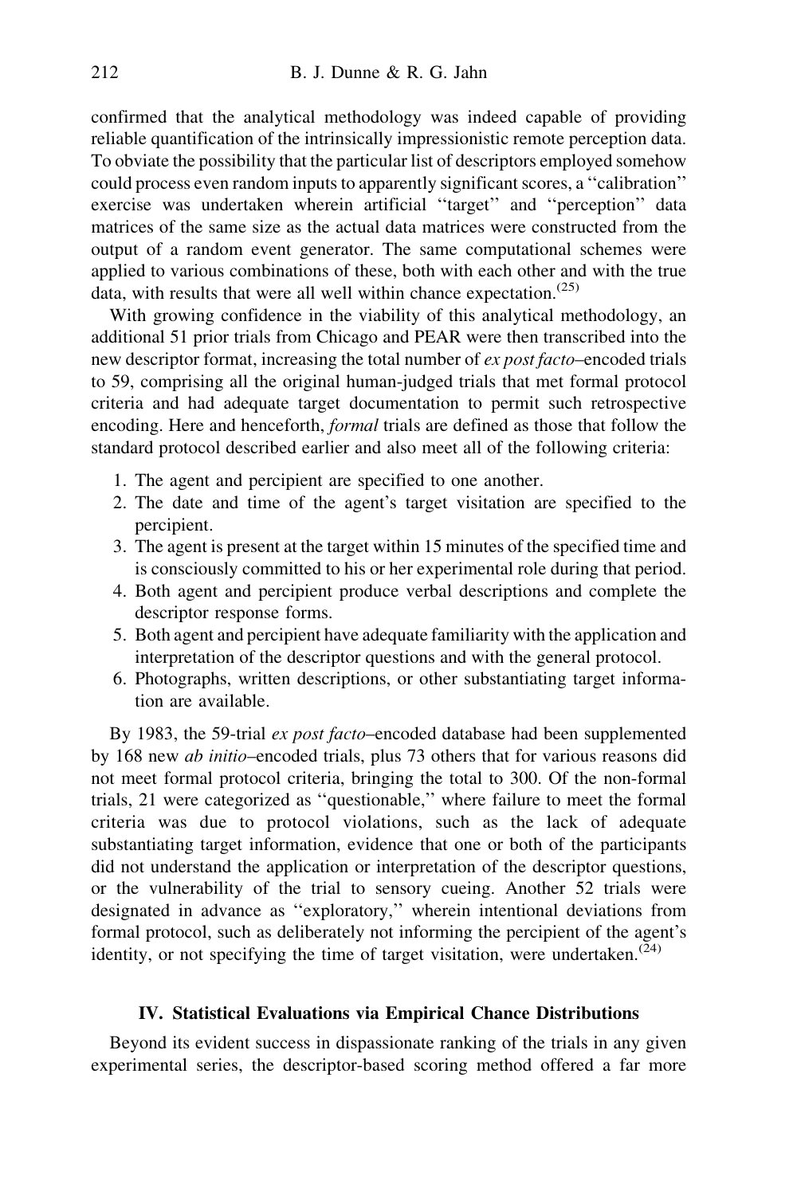confirmed that the analytical methodology was indeed capable of providing reliable quantification of the intrinsically impressionistic remote perception data. To obviate the possibility that the particular list of descriptors employed somehow could process even random inputs to apparently significant scores, a ''calibration'' exercise was undertaken wherein artificial ''target'' and ''perception'' data matrices of the same size as the actual data matrices were constructed from the output of a random event generator. The same computational schemes were applied to various combinations of these, both with each other and with the true data, with results that were all well within chance expectation.[25]

With growing confidence in the viability of this analytical methodology, an additional 51 prior trials from Chicago and PEAR were then transcribed into the new descriptor format, increasing the total number of *ex post facto*–encoded trials to 59, comprising all the original human-judged trials that met formal protocol criteria and had adequate target documentation to permit such retrospective encoding. Here and henceforth, *formal* trials are defined as those that follow the standard protocol described earlier and also meet all of the following criteria:

1. The agent and percipient are specified to one another.
2. The date and time of the agent's target visitation are specified to the percipient.
3. The agent is present at the target within 15 minutes of the specified time and is consciously committed to his or her experimental role during that period.
4. Both agent and percipient produce verbal descriptions and complete the descriptor response forms.
5. Both agent and percipient have adequate familiarity with the application and interpretation of the descriptor questions and with the general protocol.
6. Photographs, written descriptions, or other substantiating target information are available.

By 1983, the 59-trial *ex post facto*–encoded database had been supplemented by 168 new *ab initio*–encoded trials, plus 73 others that for various reasons did not meet formal protocol criteria, bringing the total to 300. Of the non-formal trials, 21 were categorized as ''questionable,'' where failure to meet the formal criteria was due to protocol violations, such as the lack of adequate substantiating target information, evidence that one or both of the participants did not understand the application or interpretation of the descriptor questions, or the vulnerability of the trial to sensory cueing. Another 52 trials were designated in advance as ''exploratory,'' wherein intentional deviations from formal protocol, such as deliberately not informing the percipient of the agent's identity, or not specifying the time of target visitation, were undertaken.[24]

## IV. Statistical Evaluations via Empirical Chance Distributions

Beyond its evident success in dispassionate ranking of the trials in any given experimental series, the descriptor-based scoring method offered a far more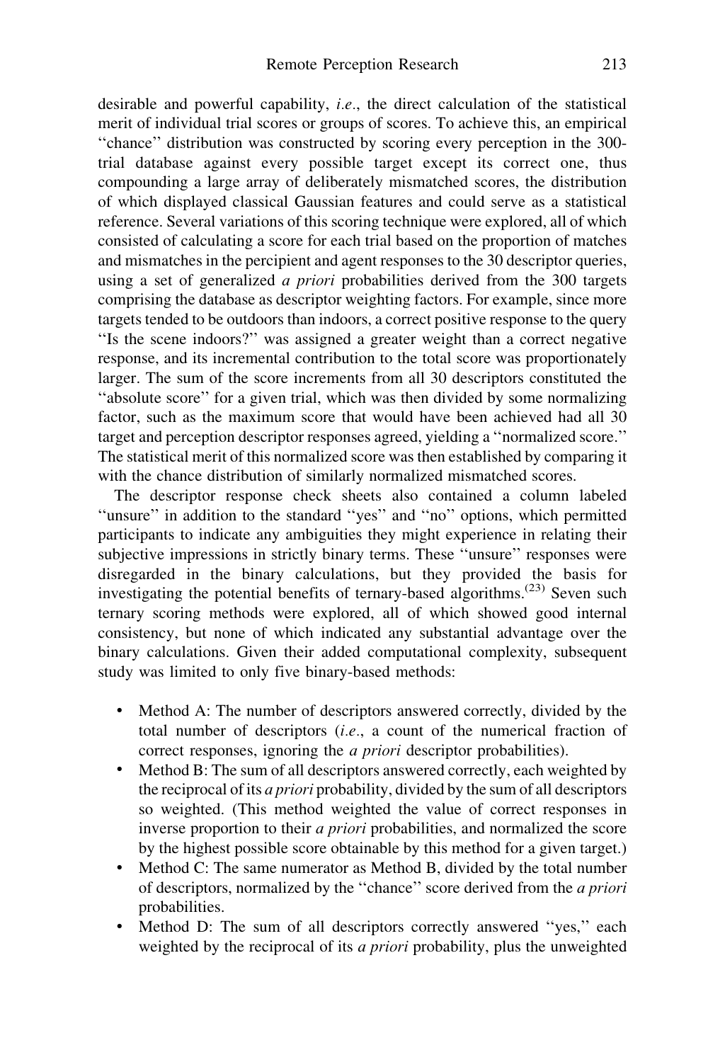desirable and powerful capability, *i.e*., the direct calculation of the statistical merit of individual trial scores or groups of scores. To achieve this, an empirical ''chance'' distribution was constructed by scoring every perception in the 300-trial database against every possible target except its correct one, thus compounding a large array of deliberately mismatched scores, the distribution of which displayed classical Gaussian features and could serve as a statistical reference. Several variations of this scoring technique were explored, all of which consisted of calculating a score for each trial based on the proportion of matches and mismatches in the percipient and agent responses to the 30 descriptor queries, using a set of generalized *a priori* probabilities derived from the 300 targets comprising the database as descriptor weighting factors. For example, since more targets tended to be outdoors than indoors, a correct positive response to the query ''Is the scene indoors?'' was assigned a greater weight than a correct negative response, and its incremental contribution to the total score was proportionately larger. The sum of the score increments from all 30 descriptors constituted the ''absolute score'' for a given trial, which was then divided by some normalizing factor, such as the maximum score that would have been achieved had all 30 target and perception descriptor responses agreed, yielding a ''normalized score.'' The statistical merit of this normalized score was then established by comparing it with the chance distribution of similarly normalized mismatched scores.

The descriptor response check sheets also contained a column labeled ''unsure'' in addition to the standard ''yes'' and ''no'' options, which permitted participants to indicate any ambiguities they might experience in relating their subjective impressions in strictly binary terms. These ''unsure'' responses were disregarded in the binary calculations, but they provided the basis for investigating the potential benefits of ternary-based algorithms.[23] Seven such ternary scoring methods were explored, all of which showed good internal consistency, but none of which indicated any substantial advantage over the binary calculations. Given their added computational complexity, subsequent study was limited to only five binary-based methods:

- Method A: The number of descriptors answered correctly, divided by the total number of descriptors (*i.e*., a count of the numerical fraction of correct responses, ignoring the *a priori* descriptor probabilities).
- Method B: The sum of all descriptors answered correctly, each weighted by the reciprocal of its *a priori* probability, divided by the sum of all descriptors so weighted. (This method weighted the value of correct responses in inverse proportion to their *a priori* probabilities, and normalized the score by the highest possible score obtainable by this method for a given target.)
- Method C: The same numerator as Method B, divided by the total number of descriptors, normalized by the ''chance'' score derived from the *a priori* probabilities.
- Method D: The sum of all descriptors correctly answered ''yes,'' each weighted by the reciprocal of its *a priori* probability, plus the unweighted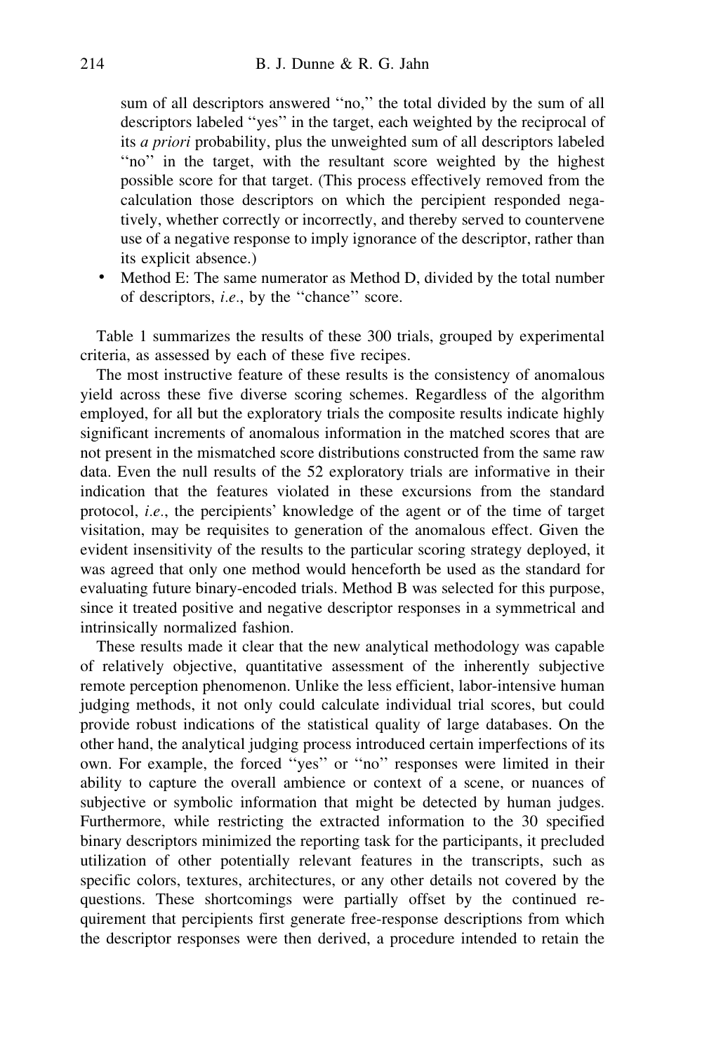sum of all descriptors answered ''no,'' the total divided by the sum of all descriptors labeled ''yes'' in the target, each weighted by the reciprocal of its *a priori* probability, plus the unweighted sum of all descriptors labeled ''no'' in the target, with the resultant score weighted by the highest possible score for that target. (This process effectively removed from the calculation those descriptors on which the percipient responded negatively, whether correctly or incorrectly, and thereby served to countervene use of a negative response to imply ignorance of the descriptor, rather than its explicit absence.)

- Method E: The same numerator as Method D, divided by the total number of descriptors, *i.e.*, by the ''chance'' score.

Table 1 summarizes the results of these 300 trials, grouped by experimental criteria, as assessed by each of these five recipes.

The most instructive feature of these results is the consistency of anomalous yield across these five diverse scoring schemes. Regardless of the algorithm employed, for all but the exploratory trials the composite results indicate highly significant increments of anomalous information in the matched scores that are not present in the mismatched score distributions constructed from the same raw data. Even the null results of the 52 exploratory trials are informative in their indication that the features violated in these excursions from the standard protocol, *i.e.*, the percipients' knowledge of the agent or of the time of target visitation, may be requisites to generation of the anomalous effect. Given the evident insensitivity of the results to the particular scoring strategy deployed, it was agreed that only one method would henceforth be used as the standard for evaluating future binary-encoded trials. Method B was selected for this purpose, since it treated positive and negative descriptor responses in a symmetrical and intrinsically normalized fashion.

These results made it clear that the new analytical methodology was capable of relatively objective, quantitative assessment of the inherently subjective remote perception phenomenon. Unlike the less efficient, labor-intensive human judging methods, it not only could calculate individual trial scores, but could provide robust indications of the statistical quality of large databases. On the other hand, the analytical judging process introduced certain imperfections of its own. For example, the forced ''yes'' or ''no'' responses were limited in their ability to capture the overall ambience or context of a scene, or nuances of subjective or symbolic information that might be detected by human judges. Furthermore, while restricting the extracted information to the 30 specified binary descriptors minimized the reporting task for the participants, it precluded utilization of other potentially relevant features in the transcripts, such as specific colors, textures, architectures, or any other details not covered by the questions. These shortcomings were partially offset by the continued requirement that percipients first generate free-response descriptions from which the descriptor responses were then derived, a procedure intended to retain the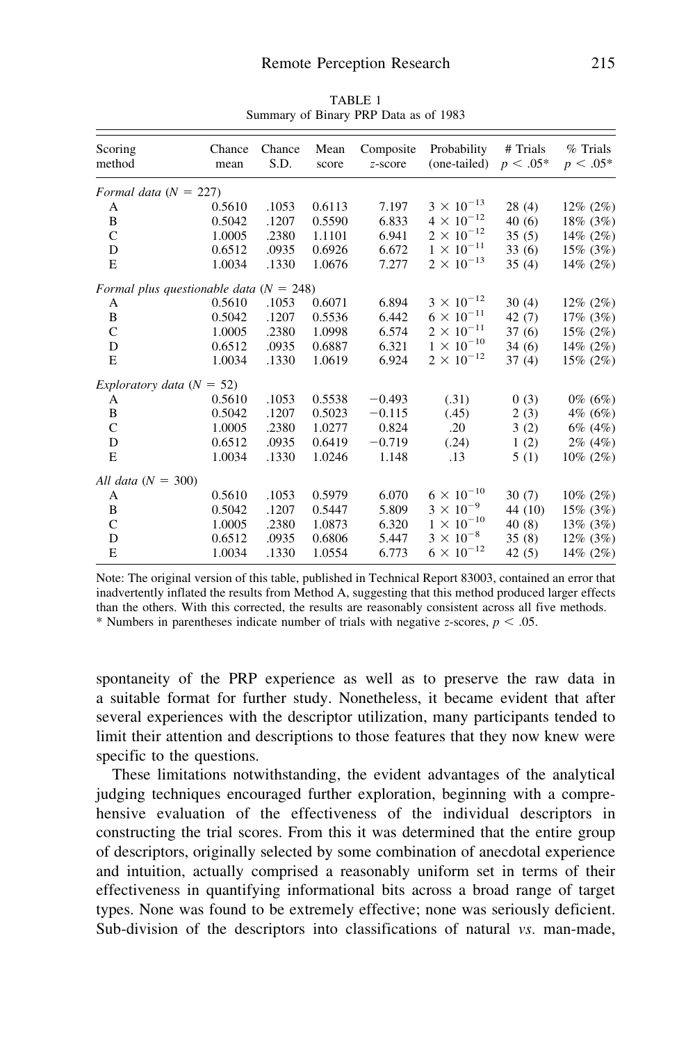TABLE 1
Summary of Binary PRP Data as of 1983

| Scoring method | Chance mean | Chance S.D. | Mean score | Composite $z$-score | Probability (one-tailed) | # Trials $p < .05$* | % Trials $p < .05$* |
|---|---|---|---|---|---|---|---|
| *Formal data* ($N = 227$) | | | | | | | |
| A | 0.5610 | .1053 | 0.6113 | 7.197 | $3 \times 10^{-13}$ | 28 (4) | 12% (2%) |
| B | 0.5042 | .1207 | 0.5590 | 6.833 | $4 \times 10^{-12}$ | 40 (6) | 18% (3%) |
| C | 1.0005 | .2380 | 1.1101 | 6.941 | $2 \times 10^{-12}$ | 35 (5) | 14% (2%) |
| D | 0.6512 | .0935 | 0.6926 | 6.672 | $1 \times 10^{-11}$ | 33 (6) | 15% (3%) |
| E | 1.0034 | .1330 | 1.0676 | 7.277 | $2 \times 10^{-13}$ | 35 (4) | 14% (2%) |
| *Formal plus questionable data* ($N = 248$) | | | | | | | |
| A | 0.5610 | .1053 | 0.6071 | 6.894 | $3 \times 10^{-12}$ | 30 (4) | 12% (2%) |
| B | 0.5042 | .1207 | 0.5536 | 6.442 | $6 \times 10^{-11}$ | 42 (7) | 17% (3%) |
| C | 1.0005 | .2380 | 1.0998 | 6.574 | $2 \times 10^{-11}$ | 37 (6) | 15% (2%) |
| D | 0.6512 | .0935 | 0.6887 | 6.321 | $1 \times 10^{-10}$ | 34 (6) | 14% (2%) |
| E | 1.0034 | .1330 | 1.0619 | 6.924 | $2 \times 10^{-12}$ | 37 (4) | 15% (2%) |
| *Exploratory data* ($N = 52$) | | | | | | | |
| A | 0.5610 | .1053 | 0.5538 | −0.493 | (.31) | 0 (3) | 0% (6%) |
| B | 0.5042 | .1207 | 0.5023 | −0.115 | (.45) | 2 (3) | 4% (6%) |
| C | 1.0005 | .2380 | 1.0277 | 0.824 | .20 | 3 (2) | 6% (4%) |
| D | 0.6512 | .0935 | 0.6419 | −0.719 | (.24) | 1 (2) | 2% (4%) |
| E | 1.0034 | .1330 | 1.0246 | 1.148 | .13 | 5 (1) | 10% (2%) |
| *All data* ($N = 300$) | | | | | | | |
| A | 0.5610 | .1053 | 0.5979 | 6.070 | $6 \times 10^{-10}$ | 30 (7) | 10% (2%) |
| B | 0.5042 | .1207 | 0.5447 | 5.809 | $3 \times 10^{-9}$ | 44 (10) | 15% (3%) |
| C | 1.0005 | .2380 | 1.0873 | 6.320 | $1 \times 10^{-10}$ | 40 (8) | 13% (3%) |
| D | 0.6512 | .0935 | 0.6806 | 5.447 | $3 \times 10^{-8}$ | 35 (8) | 12% (3%) |
| E | 1.0034 | .1330 | 1.0554 | 6.773 | $6 \times 10^{-12}$ | 42 (5) | 14% (2%) |

Note: The original version of this table, published in Technical Report 83003, contained an error that inadvertently inflated the results from Method A, suggesting that this method produced larger effects than the others. With this corrected, the results are reasonably consistent across all five methods.
* Numbers in parentheses indicate number of trials with negative $z$-scores, $p < .05$.

spontaneity of the PRP experience as well as to preserve the raw data in a suitable format for further study. Nonetheless, it became evident that after several experiences with the descriptor utilization, many participants tended to limit their attention and descriptions to those features that they now knew were specific to the questions.

These limitations notwithstanding, the evident advantages of the analytical judging techniques encouraged further exploration, beginning with a comprehensive evaluation of the effectiveness of the individual descriptors in constructing the trial scores. From this it was determined that the entire group of descriptors, originally selected by some combination of anecdotal experience and intuition, actually comprised a reasonably uniform set in terms of their effectiveness in quantifying informational bits across a broad range of target types. None was found to be extremely effective; none was seriously deficient. Sub-division of the descriptors into classifications of natural *vs.* man-made,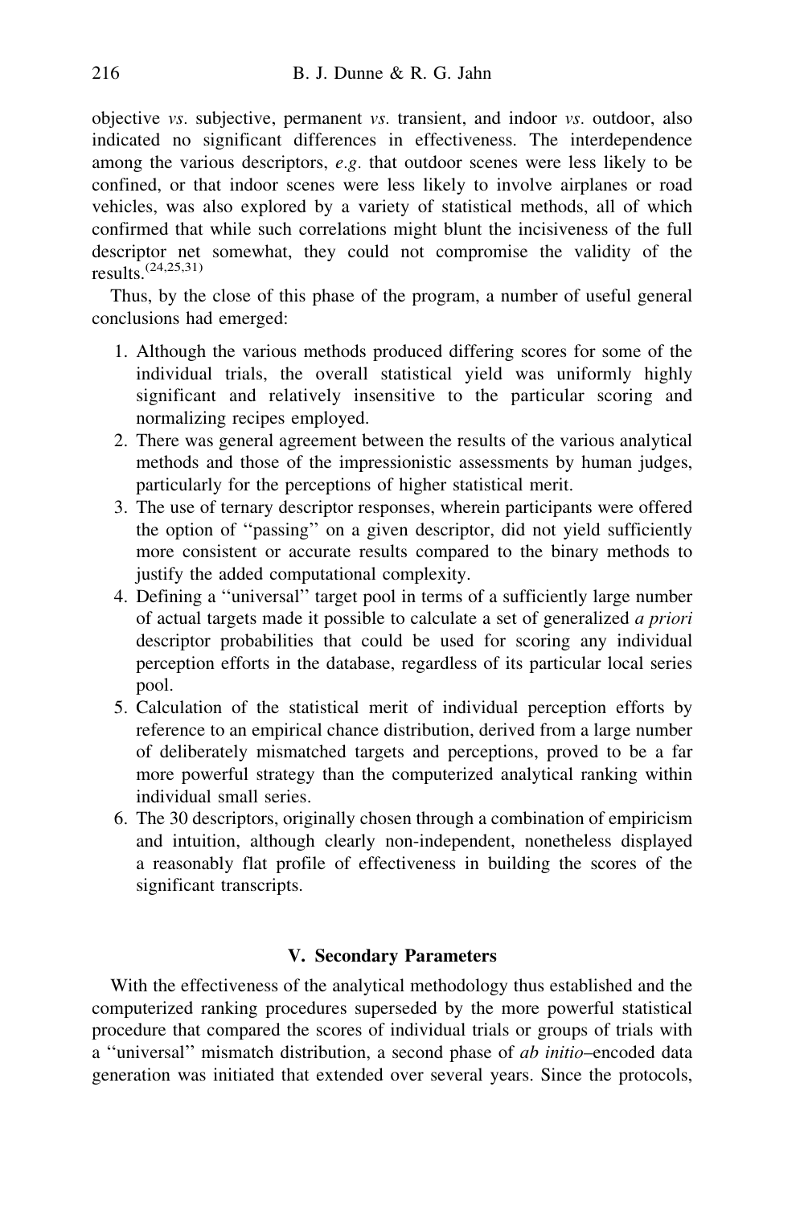objective *vs.* subjective, permanent *vs.* transient, and indoor *vs.* outdoor, also indicated no significant differences in effectiveness. The interdependence among the various descriptors, *e.g.* that outdoor scenes were less likely to be confined, or that indoor scenes were less likely to involve airplanes or road vehicles, was also explored by a variety of statistical methods, all of which confirmed that while such correlations might blunt the incisiveness of the full descriptor net somewhat, they could not compromise the validity of the results.[24,25,31]

Thus, by the close of this phase of the program, a number of useful general conclusions had emerged:

1. Although the various methods produced differing scores for some of the individual trials, the overall statistical yield was uniformly highly significant and relatively insensitive to the particular scoring and normalizing recipes employed.
2. There was general agreement between the results of the various analytical methods and those of the impressionistic assessments by human judges, particularly for the perceptions of higher statistical merit.
3. The use of ternary descriptor responses, wherein participants were offered the option of ''passing'' on a given descriptor, did not yield sufficiently more consistent or accurate results compared to the binary methods to justify the added computational complexity.
4. Defining a ''universal'' target pool in terms of a sufficiently large number of actual targets made it possible to calculate a set of generalized *a priori* descriptor probabilities that could be used for scoring any individual perception efforts in the database, regardless of its particular local series pool.
5. Calculation of the statistical merit of individual perception efforts by reference to an empirical chance distribution, derived from a large number of deliberately mismatched targets and perceptions, proved to be a far more powerful strategy than the computerized analytical ranking within individual small series.
6. The 30 descriptors, originally chosen through a combination of empiricism and intuition, although clearly non-independent, nonetheless displayed a reasonably flat profile of effectiveness in building the scores of the significant transcripts.

## V. Secondary Parameters

With the effectiveness of the analytical methodology thus established and the computerized ranking procedures superseded by the more powerful statistical procedure that compared the scores of individual trials or groups of trials with a ''universal'' mismatch distribution, a second phase of *ab initio*–encoded data generation was initiated that extended over several years. Since the protocols,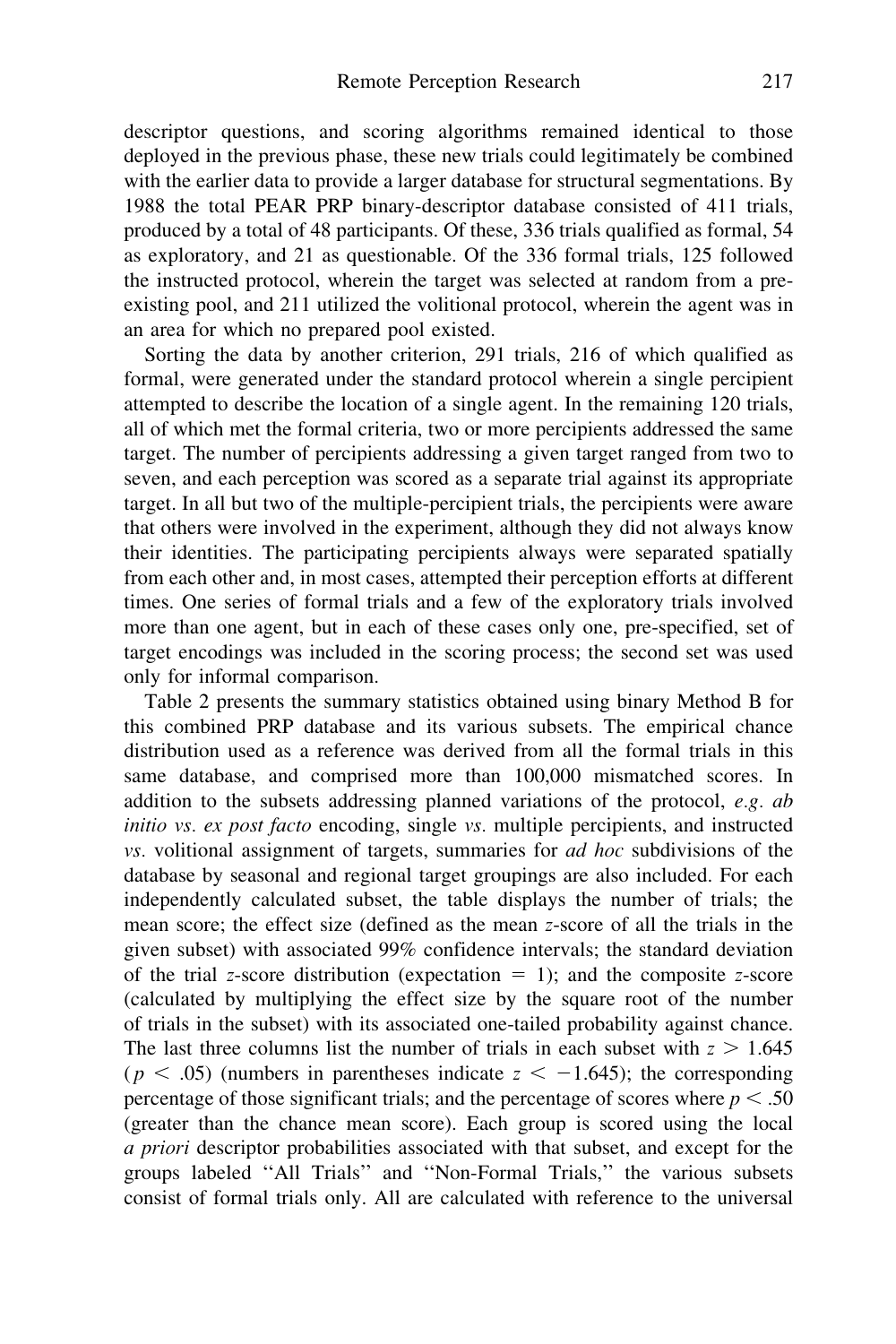descriptor questions, and scoring algorithms remained identical to those deployed in the previous phase, these new trials could legitimately be combined with the earlier data to provide a larger database for structural segmentations. By 1988 the total PEAR PRP binary-descriptor database consisted of 411 trials, produced by a total of 48 participants. Of these, 336 trials qualified as formal, 54 as exploratory, and 21 as questionable. Of the 336 formal trials, 125 followed the instructed protocol, wherein the target was selected at random from a pre-existing pool, and 211 utilized the volitional protocol, wherein the agent was in an area for which no prepared pool existed.

Sorting the data by another criterion, 291 trials, 216 of which qualified as formal, were generated under the standard protocol wherein a single percipient attempted to describe the location of a single agent. In the remaining 120 trials, all of which met the formal criteria, two or more percipients addressed the same target. The number of percipients addressing a given target ranged from two to seven, and each perception was scored as a separate trial against its appropriate target. In all but two of the multiple-percipient trials, the percipients were aware that others were involved in the experiment, although they did not always know their identities. The participating percipients always were separated spatially from each other and, in most cases, attempted their perception efforts at different times. One series of formal trials and a few of the exploratory trials involved more than one agent, but in each of these cases only one, pre-specified, set of target encodings was included in the scoring process; the second set was used only for informal comparison.

Table 2 presents the summary statistics obtained using binary Method B for this combined PRP database and its various subsets. The empirical chance distribution used as a reference was derived from all the formal trials in this same database, and comprised more than 100,000 mismatched scores. In addition to the subsets addressing planned variations of the protocol, *e.g. ab initio vs. ex post facto* encoding, single *vs.* multiple percipients, and instructed *vs.* volitional assignment of targets, summaries for *ad hoc* subdivisions of the database by seasonal and regional target groupings are also included. For each independently calculated subset, the table displays the number of trials; the mean score; the effect size (defined as the mean $z$-score of all the trials in the given subset) with associated 99% confidence intervals; the standard deviation of the trial $z$-score distribution (expectation $= 1$); and the composite $z$-score (calculated by multiplying the effect size by the square root of the number of trials in the subset) with its associated one-tailed probability against chance. The last three columns list the number of trials in each subset with $z > 1.645$ ($p < .05$) (numbers in parentheses indicate $z < -1.645$); the corresponding percentage of those significant trials; and the percentage of scores where $p < .50$ (greater than the chance mean score). Each group is scored using the local *a priori* descriptor probabilities associated with that subset, and except for the groups labeled ''All Trials'' and ''Non-Formal Trials,'' the various subsets consist of formal trials only. All are calculated with reference to the universal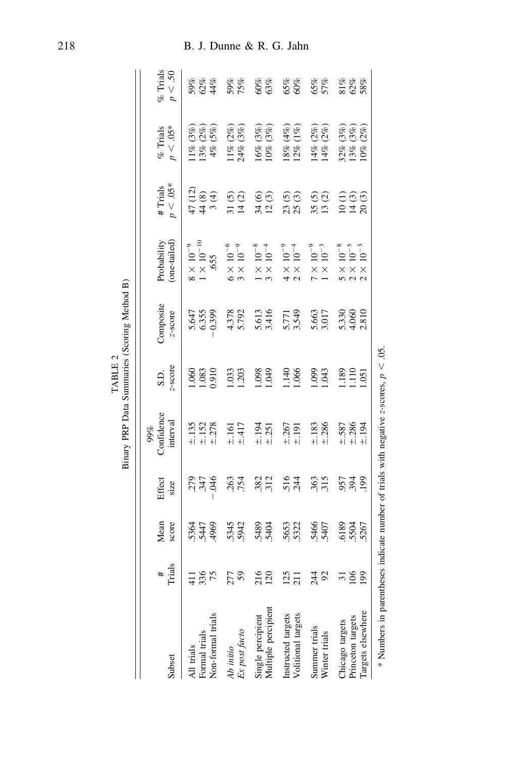TABLE 2

Binary PRP Data Summaries (Scoring Method B)

| Subset | # Trials | Mean score | Effect size | 99% Confidence interval | S.D. z-score | Composite z-score | Probability (one-tailed) | # Trials $p < .05$* | % Trials $p < .05$* | % Trials $p < .50$ |
|---|---|---|---|---|---|---|---|---|---|---|
| All trials | 411 | .5364 | .279 | ±.135 | 1.060 | 5.647 | $8 \times 10^{-9}$ | 47 (12) | 11% (3%) | 59% |
| Formal trials | 336 | .5447 | .347 | ±.152 | 1.083 | 6.355 | $1 \times 10^{-10}$ | 44 (8) | 13% (2%) | 62% |
| Non-formal trials | 75 | .4969 | −.046 | ±.278 | 0.910 | −0.399 | .655 | 3 (4) | 4% (5%) | 44% |
| *Ab initio* | 277 | .5345 | .263 | ±.161 | 1.033 | 4.378 | $6 \times 10^{-6}$ | 31 (5) | 11% (2%) | 59% |
| *Ex post facto* | 59 | .5942 | .754 | ±.417 | 1.203 | 5.792 | $3 \times 10^{-9}$ | 14 (2) | 24% (3%) | 75% |
| Single percipient | 216 | .5489 | .382 | ±.194 | 1.098 | 5.613 | $1 \times 10^{-8}$ | 34 (6) | 16% (3%) | 60% |
| Multiple percipient | 120 | .5404 | .312 | ±.251 | 1.049 | 3.416 | $3 \times 10^{-4}$ | 12 (3) | 10% (3%) | 63% |
| Instructed targets | 125 | .5653 | .516 | ±.267 | 1.140 | 5.771 | $4 \times 10^{-9}$ | 23 (5) | 18% (4%) | 65% |
| Volitional targets | 211 | .5322 | .244 | ±.191 | 1.066 | 3.549 | $2 \times 10^{-4}$ | 25 (3) | 12% (1%) | 60% |
| Summer trials | 244 | .5466 | .363 | ±.183 | 1.099 | 5.663 | $7 \times 10^{-9}$ | 35 (5) | 14% (2%) | 65% |
| Winter trials | 92 | .5407 | .315 | ±.286 | 1.043 | 3.017 | $1 \times 10^{-3}$ | 13 (2) | 14% (2%) | 57% |
| Chicago targets | 31 | .6189 | .957 | ±.587 | 1.189 | 5.330 | $5 \times 10^{-8}$ | 10 (1) | 32% (3%) | 81% |
| Princeton targets | 106 | .5504 | .394 | ±.286 | 1.110 | 4.060 | $2 \times 10^{-5}$ | 14 (3) | 13% (3%) | 62% |
| Targets elsewhere | 199 | .5267 | .199 | ±.194 | 1.051 | 2.810 | $2 \times 10^{-3}$ | 20 (3) | 10% (2%) | 58% |

\* Numbers in parentheses indicate number of trials with negative z-scores, $p < .05$.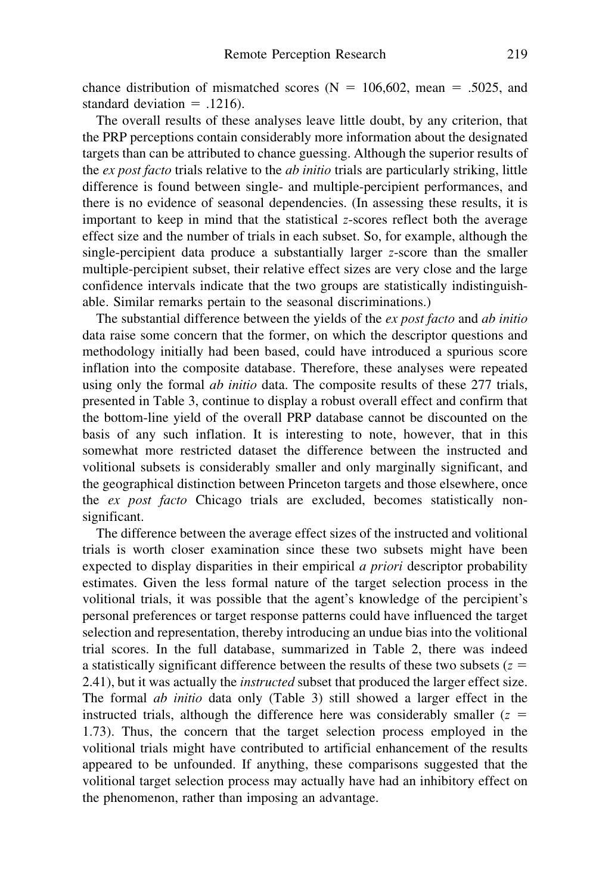chance distribution of mismatched scores ($N = 106{,}602$, mean $= .5025$, and standard deviation $= .1216$).

The overall results of these analyses leave little doubt, by any criterion, that the PRP perceptions contain considerably more information about the designated targets than can be attributed to chance guessing. Although the superior results of the *ex post facto* trials relative to the *ab initio* trials are particularly striking, little difference is found between single- and multiple-percipient performances, and there is no evidence of seasonal dependencies. (In assessing these results, it is important to keep in mind that the statistical $z$-scores reflect both the average effect size and the number of trials in each subset. So, for example, although the single-percipient data produce a substantially larger $z$-score than the smaller multiple-percipient subset, their relative effect sizes are very close and the large confidence intervals indicate that the two groups are statistically indistinguishable. Similar remarks pertain to the seasonal discriminations.)

The substantial difference between the yields of the *ex post facto* and *ab initio* data raise some concern that the former, on which the descriptor questions and methodology initially had been based, could have introduced a spurious score inflation into the composite database. Therefore, these analyses were repeated using only the formal *ab initio* data. The composite results of these 277 trials, presented in Table 3, continue to display a robust overall effect and confirm that the bottom-line yield of the overall PRP database cannot be discounted on the basis of any such inflation. It is interesting to note, however, that in this somewhat more restricted dataset the difference between the instructed and volitional subsets is considerably smaller and only marginally significant, and the geographical distinction between Princeton targets and those elsewhere, once the *ex post facto* Chicago trials are excluded, becomes statistically non-significant.

The difference between the average effect sizes of the instructed and volitional trials is worth closer examination since these two subsets might have been expected to display disparities in their empirical *a priori* descriptor probability estimates. Given the less formal nature of the target selection process in the volitional trials, it was possible that the agent's knowledge of the percipient's personal preferences or target response patterns could have influenced the target selection and representation, thereby introducing an undue bias into the volitional trial scores. In the full database, summarized in Table 2, there was indeed a statistically significant difference between the results of these two subsets ($z = 2.41$), but it was actually the *instructed* subset that produced the larger effect size. The formal *ab initio* data only (Table 3) still showed a larger effect in the instructed trials, although the difference here was considerably smaller ($z = 1.73$). Thus, the concern that the target selection process employed in the volitional trials might have contributed to artificial enhancement of the results appeared to be unfounded. If anything, these comparisons suggested that the volitional target selection process may actually have had an inhibitory effect on the phenomenon, rather than imposing an advantage.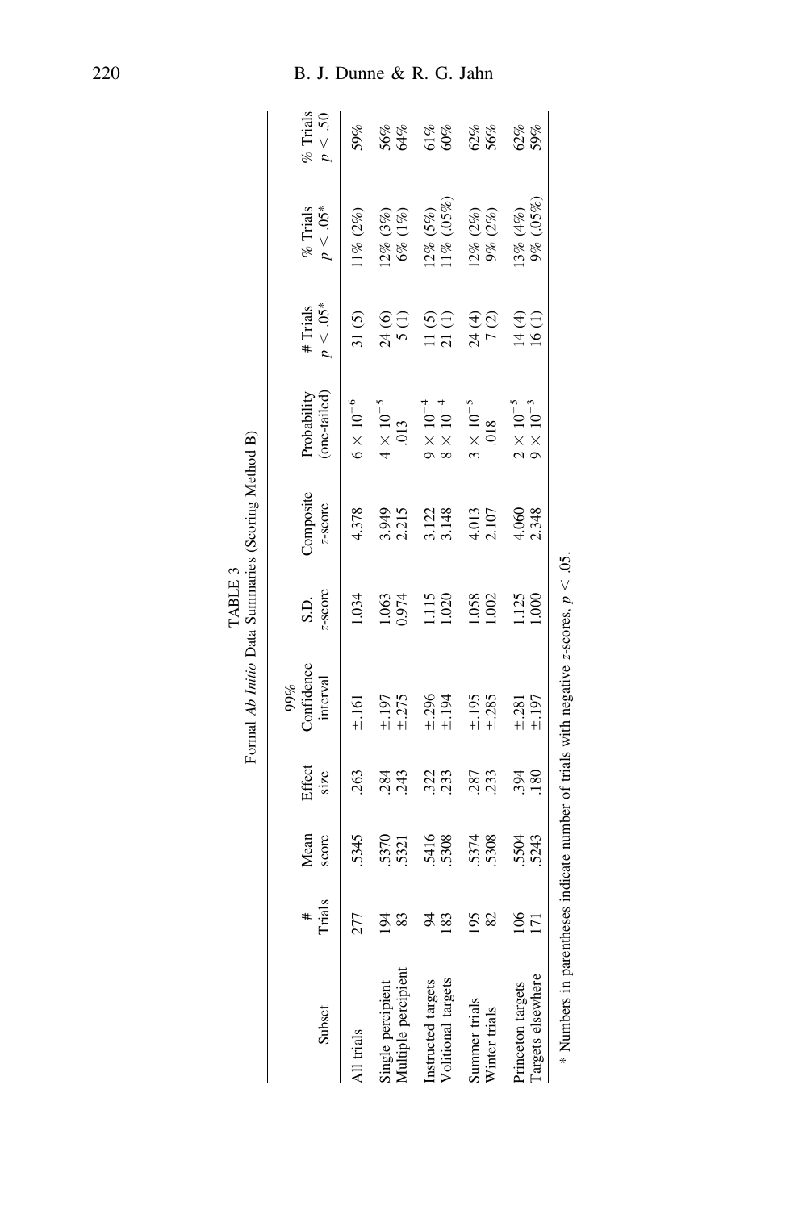TABLE 3
Formal *Ab Initio* Data Summaries (Scoring Method B)

| Subset | # Trials | Mean score | Effect size | 99% Confidence interval | S.D. $z$-score | Composite $z$-score | Probability (one-tailed) | # Trials $p < .05$* | % Trials $p < .05$* | % Trials $p < .50$ |
|---|---|---|---|---|---|---|---|---|---|---|
| All trials | 277 | .5345 | .263 | ±.161 | 1.034 | 4.378 | $6 \times 10^{-6}$ | 31 (5) | 11% (2%) | 59% |
| Single percipient | 194 | .5370 | .284 | ±.197 | 1.063 | 3.949 | $4 \times 10^{-5}$ | 24 (6) | 12% (3%) | 56% |
| Multiple percipient | 83 | .5321 | .243 | ±.275 | 0.974 | 2.215 | .013 | 5 (1) | 6% (1%) | 64% |
| Instructed targets | 94 | .5416 | .322 | ±.296 | 1.115 | 3.122 | $9 \times 10^{-4}$ | 11 (5) | 12% (5%) | 61% |
| Volitional targets | 183 | .5308 | .233 | ±.194 | 1.020 | 3.148 | $8 \times 10^{-4}$ | 21 (1) | 11% (.05%) | 60% |
| Summer trials | 195 | .5374 | .287 | ±.195 | 1.058 | 4.013 | $3 \times 10^{-5}$ | 24 (4) | 12% (2%) | 62% |
| Winter trials | 82 | .5308 | .233 | ±.285 | 1.002 | 2.107 | .018 | 7 (2) | 9% (2%) | 56% |
| Princeton targets | 106 | .5504 | .394 | ±.281 | 1.125 | 4.060 | $2 \times 10^{-5}$ | 14 (4) | 13% (4%) | 62% |
| Targets elsewhere | 171 | .5243 | .180 | ±.197 | 1.000 | 2.348 | $9 \times 10^{-3}$ | 16 (1) | 9% (.05%) | 59% |

\* Numbers in parentheses indicate number of trials with negative $z$-scores, $p < .05$.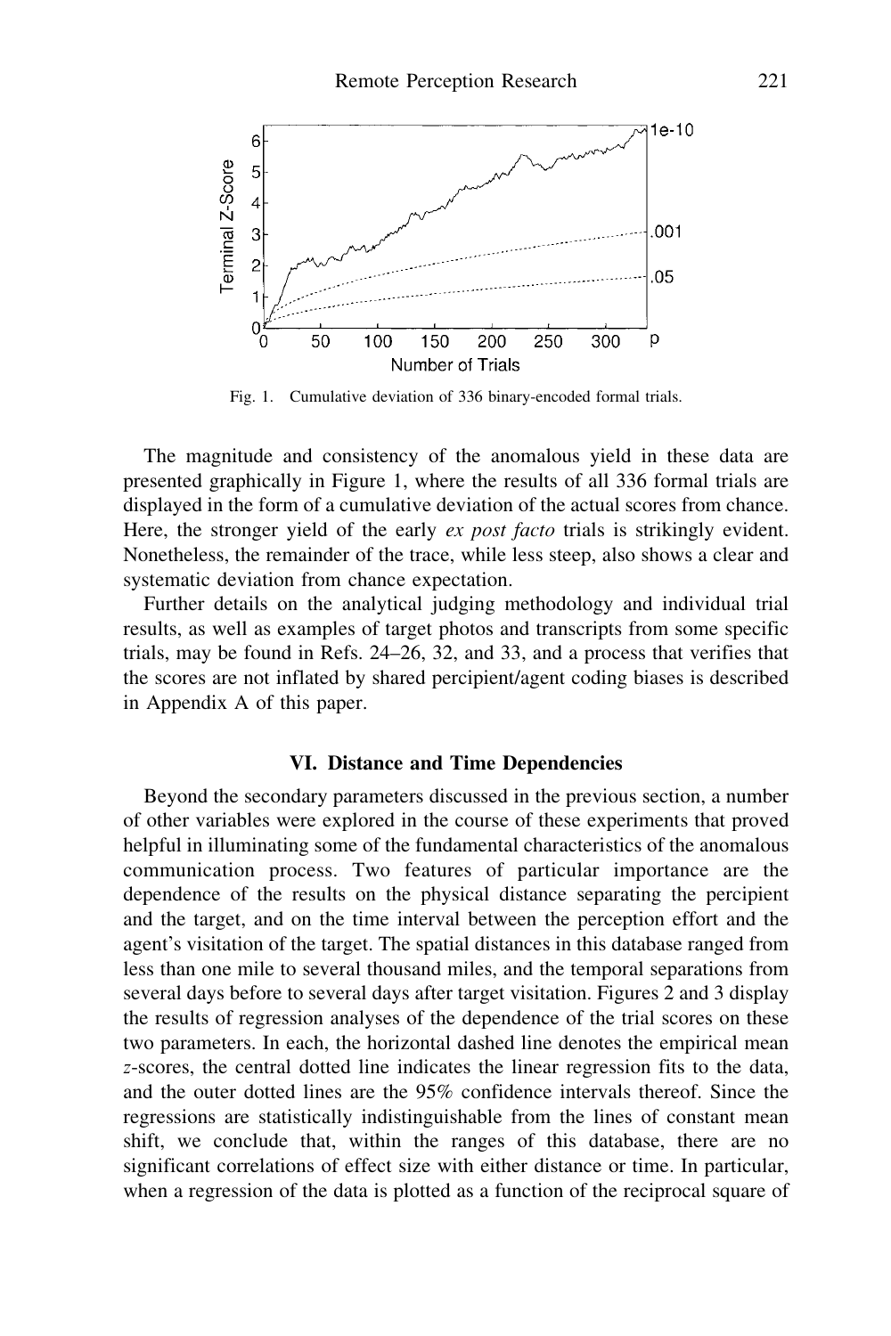Fig. 1. Cumulative deviation of 336 binary-encoded formal trials.

The magnitude and consistency of the anomalous yield in these data are presented graphically in Figure 1, where the results of all 336 formal trials are displayed in the form of a cumulative deviation of the actual scores from chance. Here, the stronger yield of the early *ex post facto* trials is strikingly evident. Nonetheless, the remainder of the trace, while less steep, also shows a clear and systematic deviation from chance expectation.

Further details on the analytical judging methodology and individual trial results, as well as examples of target photos and transcripts from some specific trials, may be found in Refs. 24–26, 32, and 33, and a process that verifies that the scores are not inflated by shared percipient/agent coding biases is described in Appendix A of this paper.

## VI. Distance and Time Dependencies

Beyond the secondary parameters discussed in the previous section, a number of other variables were explored in the course of these experiments that proved helpful in illuminating some of the fundamental characteristics of the anomalous communication process. Two features of particular importance are the dependence of the results on the physical distance separating the percipient and the target, and on the time interval between the perception effort and the agent's visitation of the target. The spatial distances in this database ranged from less than one mile to several thousand miles, and the temporal separations from several days before to several days after target visitation. Figures 2 and 3 display the results of regression analyses of the dependence of the trial scores on these two parameters. In each, the horizontal dashed line denotes the empirical mean $z$-scores, the central dotted line indicates the linear regression fits to the data, and the outer dotted lines are the 95% confidence intervals thereof. Since the regressions are statistically indistinguishable from the lines of constant mean shift, we conclude that, within the ranges of this database, there are no significant correlations of effect size with either distance or time. In particular, when a regression of the data is plotted as a function of the reciprocal square of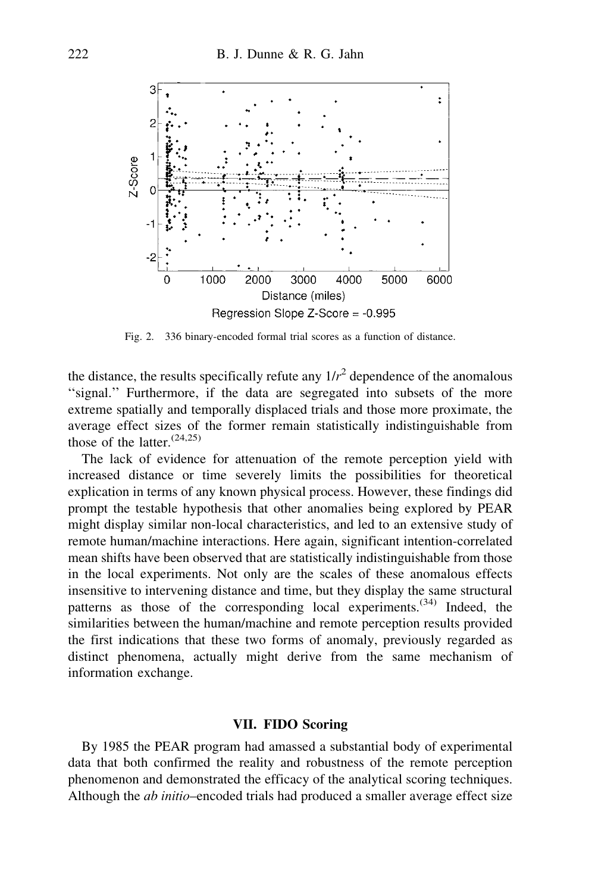Regression Slope Z-Score = -0.995

Fig. 2. 336 binary-encoded formal trial scores as a function of distance.

the distance, the results specifically refute any $1/r^2$ dependence of the anomalous "signal." Furthermore, if the data are segregated into subsets of the more extreme spatially and temporally displaced trials and those more proximate, the average effect sizes of the former remain statistically indistinguishable from those of the latter.[24,25]

The lack of evidence for attenuation of the remote perception yield with increased distance or time severely limits the possibilities for theoretical explication in terms of any known physical process. However, these findings did prompt the testable hypothesis that other anomalies being explored by PEAR might display similar non-local characteristics, and led to an extensive study of remote human/machine interactions. Here again, significant intention-correlated mean shifts have been observed that are statistically indistinguishable from those in the local experiments. Not only are the scales of these anomalous effects insensitive to intervening distance and time, but they display the same structural patterns as those of the corresponding local experiments.[34] Indeed, the similarities between the human/machine and remote perception results provided the first indications that these two forms of anomaly, previously regarded as distinct phenomena, actually might derive from the same mechanism of information exchange.

## VII. FIDO Scoring

By 1985 the PEAR program had amassed a substantial body of experimental data that both confirmed the reality and robustness of the remote perception phenomenon and demonstrated the efficacy of the analytical scoring techniques. Although the *ab initio*–encoded trials had produced a smaller average effect size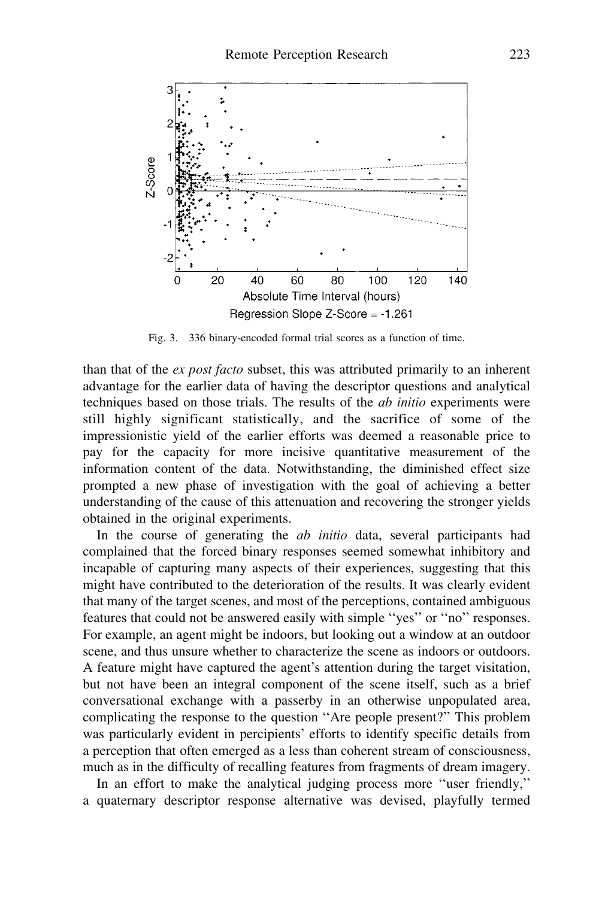Fig. 3. 336 binary-encoded formal trial scores as a function of time.

than that of the *ex post facto* subset, this was attributed primarily to an inherent advantage for the earlier data of having the descriptor questions and analytical techniques based on those trials. The results of the *ab initio* experiments were still highly significant statistically, and the sacrifice of some of the impressionistic yield of the earlier efforts was deemed a reasonable price to pay for the capacity for more incisive quantitative measurement of the information content of the data. Notwithstanding, the diminished effect size prompted a new phase of investigation with the goal of achieving a better understanding of the cause of this attenuation and recovering the stronger yields obtained in the original experiments.

In the course of generating the *ab initio* data, several participants had complained that the forced binary responses seemed somewhat inhibitory and incapable of capturing many aspects of their experiences, suggesting that this might have contributed to the deterioration of the results. It was clearly evident that many of the target scenes, and most of the perceptions, contained ambiguous features that could not be answered easily with simple ''yes'' or ''no'' responses. For example, an agent might be indoors, but looking out a window at an outdoor scene, and thus unsure whether to characterize the scene as indoors or outdoors. A feature might have captured the agent's attention during the target visitation, but not have been an integral component of the scene itself, such as a brief conversational exchange with a passerby in an otherwise unpopulated area, complicating the response to the question ''Are people present?'' This problem was particularly evident in percipients' efforts to identify specific details from a perception that often emerged as a less than coherent stream of consciousness, much as in the difficulty of recalling features from fragments of dream imagery.

In an effort to make the analytical judging process more ''user friendly,'' a quaternary descriptor response alternative was devised, playfully termed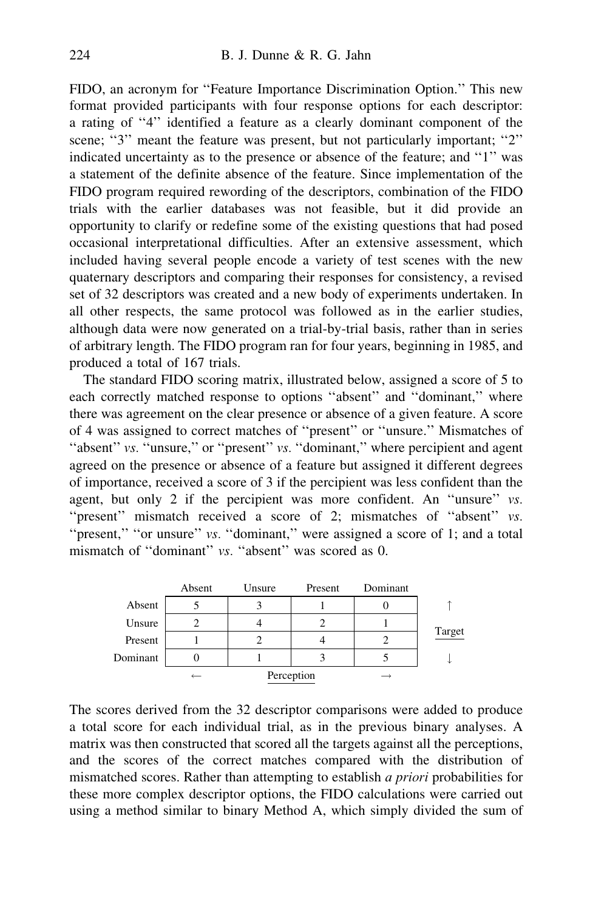FIDO, an acronym for ''Feature Importance Discrimination Option.'' This new format provided participants with four response options for each descriptor: a rating of ''4'' identified a feature as a clearly dominant component of the scene; ''3'' meant the feature was present, but not particularly important; ''2'' indicated uncertainty as to the presence or absence of the feature; and ''1'' was a statement of the definite absence of the feature. Since implementation of the FIDO program required rewording of the descriptors, combination of the FIDO trials with the earlier databases was not feasible, but it did provide an opportunity to clarify or redefine some of the existing questions that had posed occasional interpretational difficulties. After an extensive assessment, which included having several people encode a variety of test scenes with the new quaternary descriptors and comparing their responses for consistency, a revised set of 32 descriptors was created and a new body of experiments undertaken. In all other respects, the same protocol was followed as in the earlier studies, although data were now generated on a trial-by-trial basis, rather than in series of arbitrary length. The FIDO program ran for four years, beginning in 1985, and produced a total of 167 trials.

The standard FIDO scoring matrix, illustrated below, assigned a score of 5 to each correctly matched response to options ''absent'' and ''dominant,'' where there was agreement on the clear presence or absence of a given feature. A score of 4 was assigned to correct matches of ''present'' or ''unsure.'' Mismatches of ''absent'' *vs.* ''unsure,'' or ''present'' *vs.* ''dominant,'' where percipient and agent agreed on the presence or absence of a feature but assigned it different degrees of importance, received a score of 3 if the percipient was less confident than the agent, but only 2 if the percipient was more confident. An ''unsure'' *vs.* ''present'' mismatch received a score of 2; mismatches of ''absent'' *vs.* ''present,'' ''or unsure'' *vs.* ''dominant,'' were assigned a score of 1; and a total mismatch of ''dominant'' *vs.* ''absent'' was scored as 0.

| Target ↓ / Perception → | Absent | Unsure | Present | Dominant |
|---|---|---|---|---|
| Absent | 5 | 3 | 1 | 0 |
| Unsure | 2 | 4 | 2 | 1 |
| Present | 1 | 2 | 4 | 2 |
| Dominant | 0 | 1 | 3 | 5 |

The scores derived from the 32 descriptor comparisons were added to produce a total score for each individual trial, as in the previous binary analyses. A matrix was then constructed that scored all the targets against all the perceptions, and the scores of the correct matches compared with the distribution of mismatched scores. Rather than attempting to establish *a priori* probabilities for these more complex descriptor options, the FIDO calculations were carried out using a method similar to binary Method A, which simply divided the sum of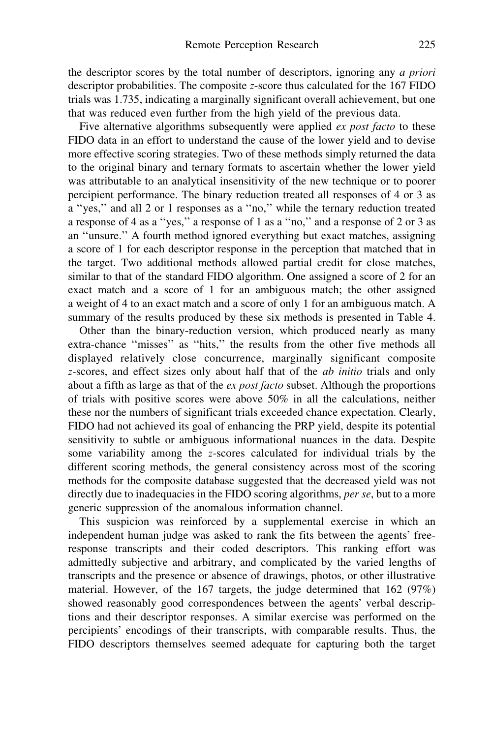the descriptor scores by the total number of descriptors, ignoring any *a priori* descriptor probabilities. The composite $z$-score thus calculated for the 167 FIDO trials was 1.735, indicating a marginally significant overall achievement, but one that was reduced even further from the high yield of the previous data.

Five alternative algorithms subsequently were applied *ex post facto* to these FIDO data in an effort to understand the cause of the lower yield and to devise more effective scoring strategies. Two of these methods simply returned the data to the original binary and ternary formats to ascertain whether the lower yield was attributable to an analytical insensitivity of the new technique or to poorer percipient performance. The binary reduction treated all responses of 4 or 3 as a "yes," and all 2 or 1 responses as a "no," while the ternary reduction treated a response of 4 as a "yes," a response of 1 as a "no," and a response of 2 or 3 as an "unsure." A fourth method ignored everything but exact matches, assigning a score of 1 for each descriptor response in the perception that matched that in the target. Two additional methods allowed partial credit for close matches, similar to that of the standard FIDO algorithm. One assigned a score of 2 for an exact match and a score of 1 for an ambiguous match; the other assigned a weight of 4 to an exact match and a score of only 1 for an ambiguous match. A summary of the results produced by these six methods is presented in Table 4.

Other than the binary-reduction version, which produced nearly as many extra-chance "misses" as "hits," the results from the other five methods all displayed relatively close concurrence, marginally significant composite $z$-scores, and effect sizes only about half that of the *ab initio* trials and only about a fifth as large as that of the *ex post facto* subset. Although the proportions of trials with positive scores were above 50% in all the calculations, neither these nor the numbers of significant trials exceeded chance expectation. Clearly, FIDO had not achieved its goal of enhancing the PRP yield, despite its potential sensitivity to subtle or ambiguous informational nuances in the data. Despite some variability among the $z$-scores calculated for individual trials by the different scoring methods, the general consistency across most of the scoring methods for the composite database suggested that the decreased yield was not directly due to inadequacies in the FIDO scoring algorithms, *per se*, but to a more generic suppression of the anomalous information channel.

This suspicion was reinforced by a supplemental exercise in which an independent human judge was asked to rank the fits between the agents' free-response transcripts and their coded descriptors. This ranking effort was admittedly subjective and arbitrary, and complicated by the varied lengths of transcripts and the presence or absence of drawings, photos, or other illustrative material. However, of the 167 targets, the judge determined that 162 (97%) showed reasonably good correspondences between the agents' verbal descriptions and their descriptor responses. A similar exercise was performed on the percipients' encodings of their transcripts, with comparable results. Thus, the FIDO descriptors themselves seemed adequate for capturing both the target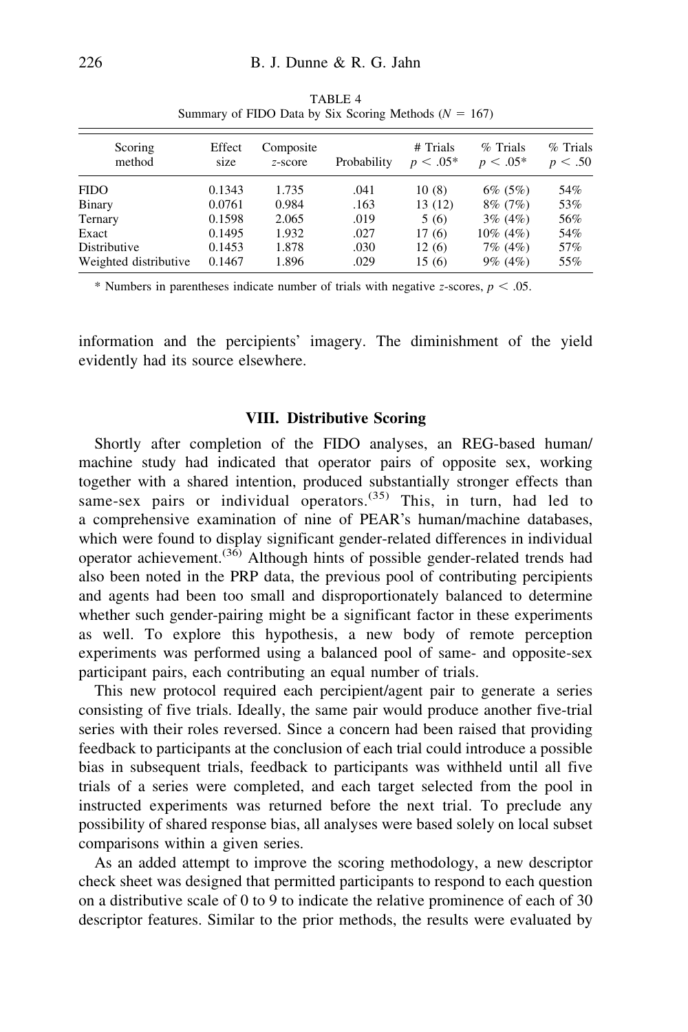TABLE 4
Summary of FIDO Data by Six Scoring Methods ($N = 167$)

| Scoring method | Effect size | Composite $z$-score | Probability | # Trials $p < .05$* | % Trials $p < .05$* | % Trials $p < .50$ |
|---|---|---|---|---|---|---|
| FIDO | 0.1343 | 1.735 | .041 | 10 (8) | 6% (5%) | 54% |
| Binary | 0.0761 | 0.984 | .163 | 13 (12) | 8% (7%) | 53% |
| Ternary | 0.1598 | 2.065 | .019 | 5 (6) | 3% (4%) | 56% |
| Exact | 0.1495 | 1.932 | .027 | 17 (6) | 10% (4%) | 54% |
| Distributive | 0.1453 | 1.878 | .030 | 12 (6) | 7% (4%) | 57% |
| Weighted distributive | 0.1467 | 1.896 | .029 | 15 (6) | 9% (4%) | 55% |

* Numbers in parentheses indicate number of trials with negative $z$-scores, $p < .05$.

information and the percipients' imagery. The diminishment of the yield evidently had its source elsewhere.

## VIII. Distributive Scoring

Shortly after completion of the FIDO analyses, an REG-based human/machine study had indicated that operator pairs of opposite sex, working together with a shared intention, produced substantially stronger effects than same-sex pairs or individual operators.[35] This, in turn, had led to a comprehensive examination of nine of PEAR's human/machine databases, which were found to display significant gender-related differences in individual operator achievement.[36] Although hints of possible gender-related trends had also been noted in the PRP data, the previous pool of contributing percipients and agents had been too small and disproportionately balanced to determine whether such gender-pairing might be a significant factor in these experiments as well. To explore this hypothesis, a new body of remote perception experiments was performed using a balanced pool of same- and opposite-sex participant pairs, each contributing an equal number of trials.

This new protocol required each percipient/agent pair to generate a series consisting of five trials. Ideally, the same pair would produce another five-trial series with their roles reversed. Since a concern had been raised that providing feedback to participants at the conclusion of each trial could introduce a possible bias in subsequent trials, feedback to participants was withheld until all five trials of a series were completed, and each target selected from the pool in instructed experiments was returned before the next trial. To preclude any possibility of shared response bias, all analyses were based solely on local subset comparisons within a given series.

As an added attempt to improve the scoring methodology, a new descriptor check sheet was designed that permitted participants to respond to each question on a distributive scale of 0 to 9 to indicate the relative prominence of each of 30 descriptor features. Similar to the prior methods, the results were evaluated by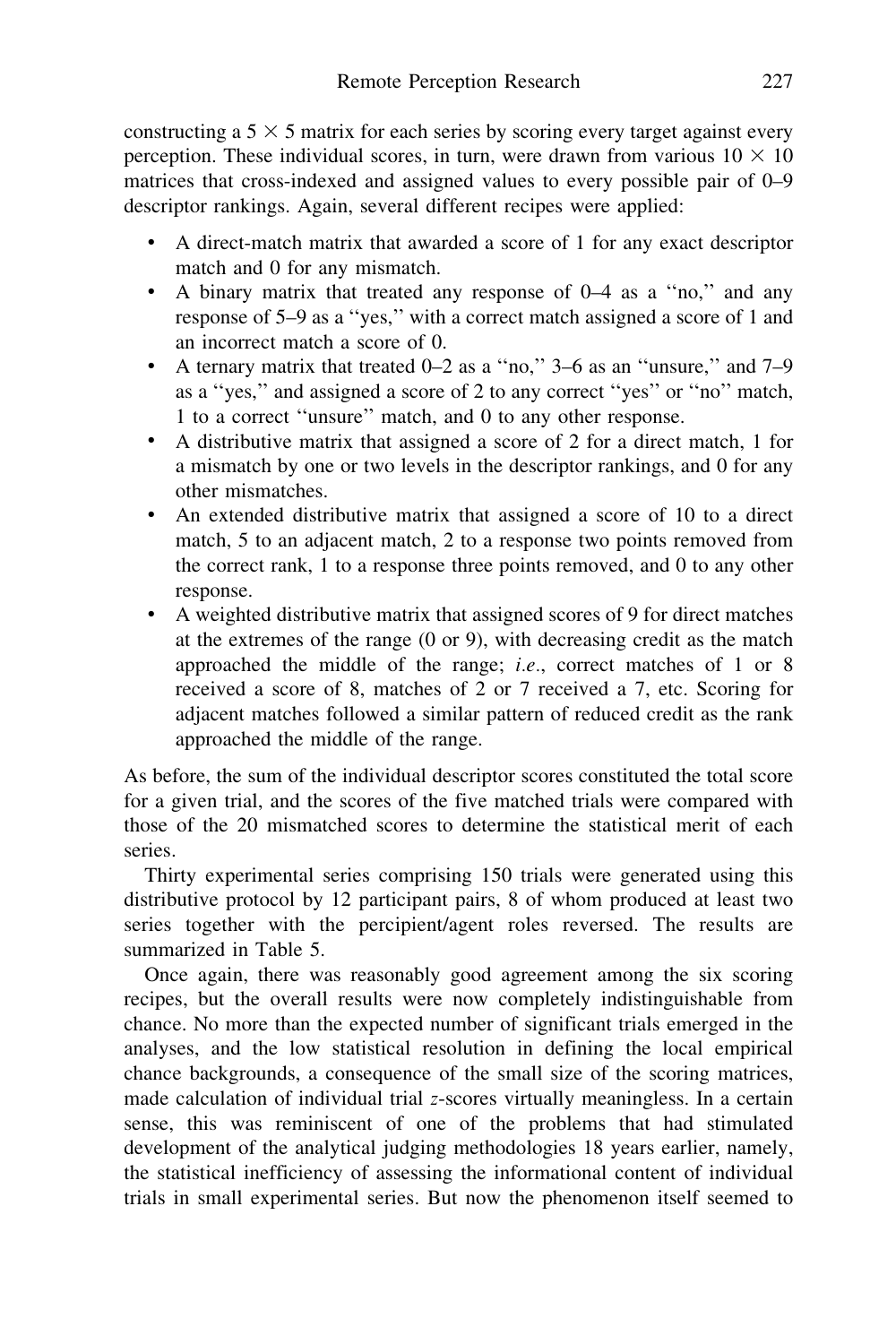constructing a $5 \times 5$ matrix for each series by scoring every target against every perception. These individual scores, in turn, were drawn from various $10 \times 10$ matrices that cross-indexed and assigned values to every possible pair of 0–9 descriptor rankings. Again, several different recipes were applied:

- A direct-match matrix that awarded a score of 1 for any exact descriptor match and 0 for any mismatch.
- A binary matrix that treated any response of 0–4 as a ''no,'' and any response of 5–9 as a ''yes,'' with a correct match assigned a score of 1 and an incorrect match a score of 0.
- A ternary matrix that treated 0–2 as a ''no,'' 3–6 as an ''unsure,'' and 7–9 as a ''yes,'' and assigned a score of 2 to any correct ''yes'' or ''no'' match, 1 to a correct ''unsure'' match, and 0 to any other response.
- A distributive matrix that assigned a score of 2 for a direct match, 1 for a mismatch by one or two levels in the descriptor rankings, and 0 for any other mismatches.
- An extended distributive matrix that assigned a score of 10 to a direct match, 5 to an adjacent match, 2 to a response two points removed from the correct rank, 1 to a response three points removed, and 0 to any other response.
- A weighted distributive matrix that assigned scores of 9 for direct matches at the extremes of the range (0 or 9), with decreasing credit as the match approached the middle of the range; *i.e*., correct matches of 1 or 8 received a score of 8, matches of 2 or 7 received a 7, etc. Scoring for adjacent matches followed a similar pattern of reduced credit as the rank approached the middle of the range.

As before, the sum of the individual descriptor scores constituted the total score for a given trial, and the scores of the five matched trials were compared with those of the 20 mismatched scores to determine the statistical merit of each series.

Thirty experimental series comprising 150 trials were generated using this distributive protocol by 12 participant pairs, 8 of whom produced at least two series together with the percipient/agent roles reversed. The results are summarized in Table 5.

Once again, there was reasonably good agreement among the six scoring recipes, but the overall results were now completely indistinguishable from chance. No more than the expected number of significant trials emerged in the analyses, and the low statistical resolution in defining the local empirical chance backgrounds, a consequence of the small size of the scoring matrices, made calculation of individual trial *z*-scores virtually meaningless. In a certain sense, this was reminiscent of one of the problems that had stimulated development of the analytical judging methodologies 18 years earlier, namely, the statistical inefficiency of assessing the informational content of individual trials in small experimental series. But now the phenomenon itself seemed to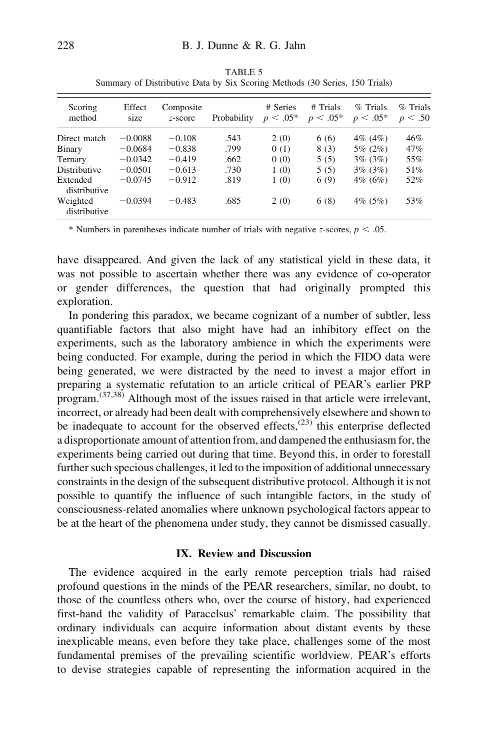TABLE 5

Summary of Distributive Data by Six Scoring Methods (30 Series, 150 Trials)

| Scoring method | Effect size | Composite $z$-score | Probability | # Series $p < .05$* | # Trials $p < .05$* | % Trials $p < .05$* | % Trials $p < .50$ |
|---|---|---|---|---|---|---|---|
| Direct match | −0.0088 | −0.108 | .543 | 2 (0) | 6 (6) | 4% (4%) | 46% |
| Binary | −0.0684 | −0.838 | .799 | 0 (1) | 8 (3) | 5% (2%) | 47% |
| Ternary | −0.0342 | −0.419 | .662 | 0 (0) | 5 (5) | 3% (3%) | 55% |
| Distributive | −0.0501 | −0.613 | .730 | 1 (0) | 5 (5) | 3% (3%) | 51% |
| Extended distributive | −0.0745 | −0.912 | .819 | 1 (0) | 6 (9) | 4% (6%) | 52% |
| Weighted distributive | −0.0394 | −0.483 | .685 | 2 (0) | 6 (8) | 4% (5%) | 53% |

* Numbers in parentheses indicate number of trials with negative $z$-scores, $p < .05$.

have disappeared. And given the lack of any statistical yield in these data, it was not possible to ascertain whether there was any evidence of co-operator or gender differences, the question that had originally prompted this exploration.

In pondering this paradox, we became cognizant of a number of subtler, less quantifiable factors that also might have had an inhibitory effect on the experiments, such as the laboratory ambience in which the experiments were being conducted. For example, during the period in which the FIDO data were being generated, we were distracted by the need to invest a major effort in preparing a systematic refutation to an article critical of PEAR's earlier PRP program.[37,38] Although most of the issues raised in that article were irrelevant, incorrect, or already had been dealt with comprehensively elsewhere and shown to be inadequate to account for the observed effects,[23] this enterprise deflected a disproportionate amount of attention from, and dampened the enthusiasm for, the experiments being carried out during that time. Beyond this, in order to forestall further such specious challenges, it led to the imposition of additional unnecessary constraints in the design of the subsequent distributive protocol. Although it is not possible to quantify the influence of such intangible factors, in the study of consciousness-related anomalies where unknown psychological factors appear to be at the heart of the phenomena under study, they cannot be dismissed casually.

## IX. Review and Discussion

The evidence acquired in the early remote perception trials had raised profound questions in the minds of the PEAR researchers, similar, no doubt, to those of the countless others who, over the course of history, had experienced first-hand the validity of Paracelsus' remarkable claim. The possibility that ordinary individuals can acquire information about distant events by these inexplicable means, even before they take place, challenges some of the most fundamental premises of the prevailing scientific worldview. PEAR's efforts to devise strategies capable of representing the information acquired in the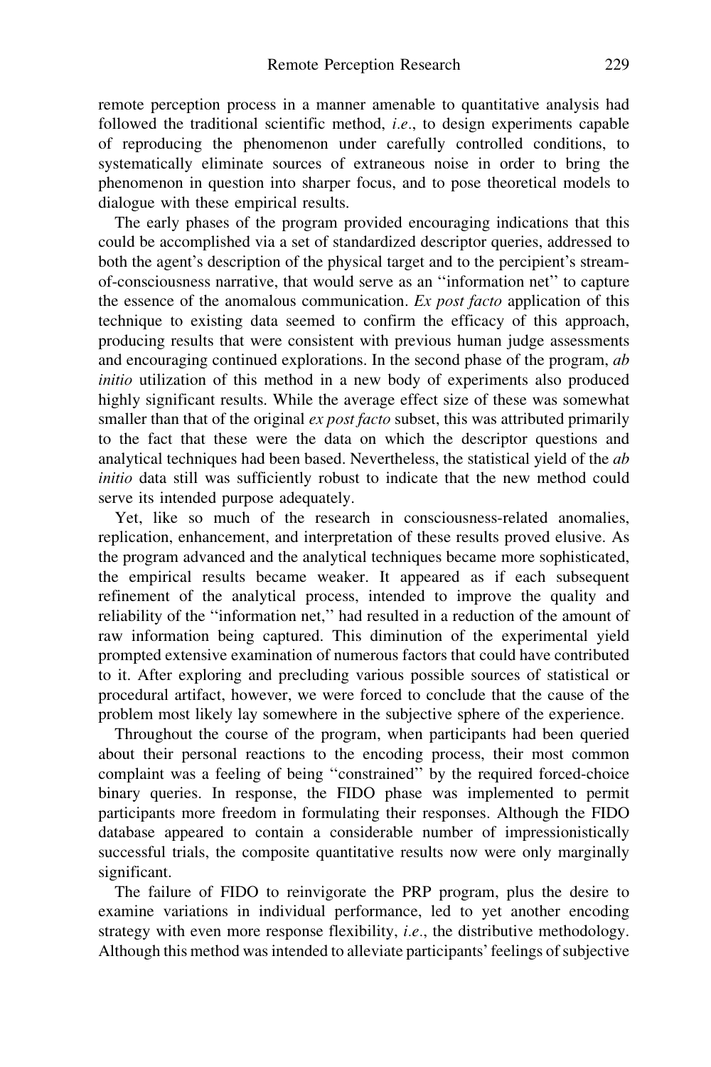remote perception process in a manner amenable to quantitative analysis had followed the traditional scientific method, *i.e*., to design experiments capable of reproducing the phenomenon under carefully controlled conditions, to systematically eliminate sources of extraneous noise in order to bring the phenomenon in question into sharper focus, and to pose theoretical models to dialogue with these empirical results.

The early phases of the program provided encouraging indications that this could be accomplished via a set of standardized descriptor queries, addressed to both the agent's description of the physical target and to the percipient's stream-of-consciousness narrative, that would serve as an ''information net'' to capture the essence of the anomalous communication. *Ex post facto* application of this technique to existing data seemed to confirm the efficacy of this approach, producing results that were consistent with previous human judge assessments and encouraging continued explorations. In the second phase of the program, *ab initio* utilization of this method in a new body of experiments also produced highly significant results. While the average effect size of these was somewhat smaller than that of the original *ex post facto* subset, this was attributed primarily to the fact that these were the data on which the descriptor questions and analytical techniques had been based. Nevertheless, the statistical yield of the *ab initio* data still was sufficiently robust to indicate that the new method could serve its intended purpose adequately.

Yet, like so much of the research in consciousness-related anomalies, replication, enhancement, and interpretation of these results proved elusive. As the program advanced and the analytical techniques became more sophisticated, the empirical results became weaker. It appeared as if each subsequent refinement of the analytical process, intended to improve the quality and reliability of the ''information net,'' had resulted in a reduction of the amount of raw information being captured. This diminution of the experimental yield prompted extensive examination of numerous factors that could have contributed to it. After exploring and precluding various possible sources of statistical or procedural artifact, however, we were forced to conclude that the cause of the problem most likely lay somewhere in the subjective sphere of the experience.

Throughout the course of the program, when participants had been queried about their personal reactions to the encoding process, their most common complaint was a feeling of being ''constrained'' by the required forced-choice binary queries. In response, the FIDO phase was implemented to permit participants more freedom in formulating their responses. Although the FIDO database appeared to contain a considerable number of impressionistically successful trials, the composite quantitative results now were only marginally significant.

The failure of FIDO to reinvigorate the PRP program, plus the desire to examine variations in individual performance, led to yet another encoding strategy with even more response flexibility, *i.e*., the distributive methodology. Although this method was intended to alleviate participants' feelings of subjective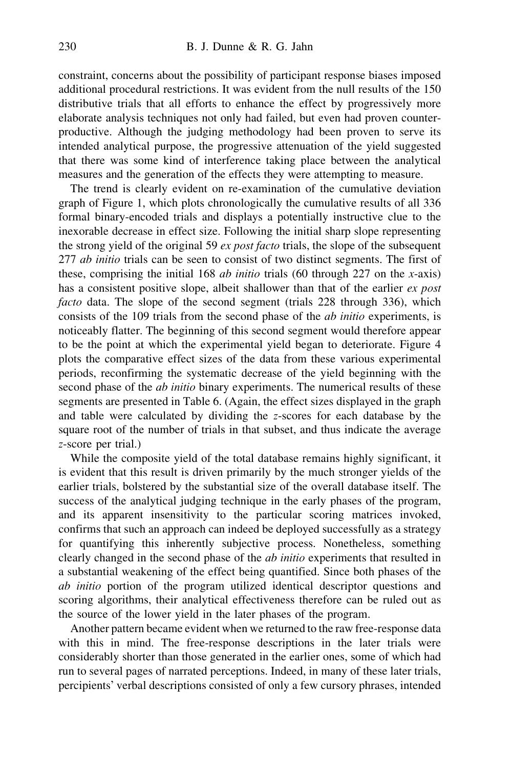constraint, concerns about the possibility of participant response biases imposed additional procedural restrictions. It was evident from the null results of the 150 distributive trials that all efforts to enhance the effect by progressively more elaborate analysis techniques not only had failed, but even had proven counterproductive. Although the judging methodology had been proven to serve its intended analytical purpose, the progressive attenuation of the yield suggested that there was some kind of interference taking place between the analytical measures and the generation of the effects they were attempting to measure.

The trend is clearly evident on re-examination of the cumulative deviation graph of Figure 1, which plots chronologically the cumulative results of all 336 formal binary-encoded trials and displays a potentially instructive clue to the inexorable decrease in effect size. Following the initial sharp slope representing the strong yield of the original 59 *ex post facto* trials, the slope of the subsequent 277 *ab initio* trials can be seen to consist of two distinct segments. The first of these, comprising the initial 168 *ab initio* trials (60 through 227 on the $x$-axis) has a consistent positive slope, albeit shallower than that of the earlier *ex post facto* data. The slope of the second segment (trials 228 through 336), which consists of the 109 trials from the second phase of the *ab initio* experiments, is noticeably flatter. The beginning of this second segment would therefore appear to be the point at which the experimental yield began to deteriorate. Figure 4 plots the comparative effect sizes of the data from these various experimental periods, reconfirming the systematic decrease of the yield beginning with the second phase of the *ab initio* binary experiments. The numerical results of these segments are presented in Table 6. (Again, the effect sizes displayed in the graph and table were calculated by dividing the $z$-scores for each database by the square root of the number of trials in that subset, and thus indicate the average $z$-score per trial.)

While the composite yield of the total database remains highly significant, it is evident that this result is driven primarily by the much stronger yields of the earlier trials, bolstered by the substantial size of the overall database itself. The success of the analytical judging technique in the early phases of the program, and its apparent insensitivity to the particular scoring matrices invoked, confirms that such an approach can indeed be deployed successfully as a strategy for quantifying this inherently subjective process. Nonetheless, something clearly changed in the second phase of the *ab initio* experiments that resulted in a substantial weakening of the effect being quantified. Since both phases of the *ab initio* portion of the program utilized identical descriptor questions and scoring algorithms, their analytical effectiveness therefore can be ruled out as the source of the lower yield in the later phases of the program.

Another pattern became evident when we returned to the raw free-response data with this in mind. The free-response descriptions in the later trials were considerably shorter than those generated in the earlier ones, some of which had run to several pages of narrated perceptions. Indeed, in many of these later trials, percipients' verbal descriptions consisted of only a few cursory phrases, intended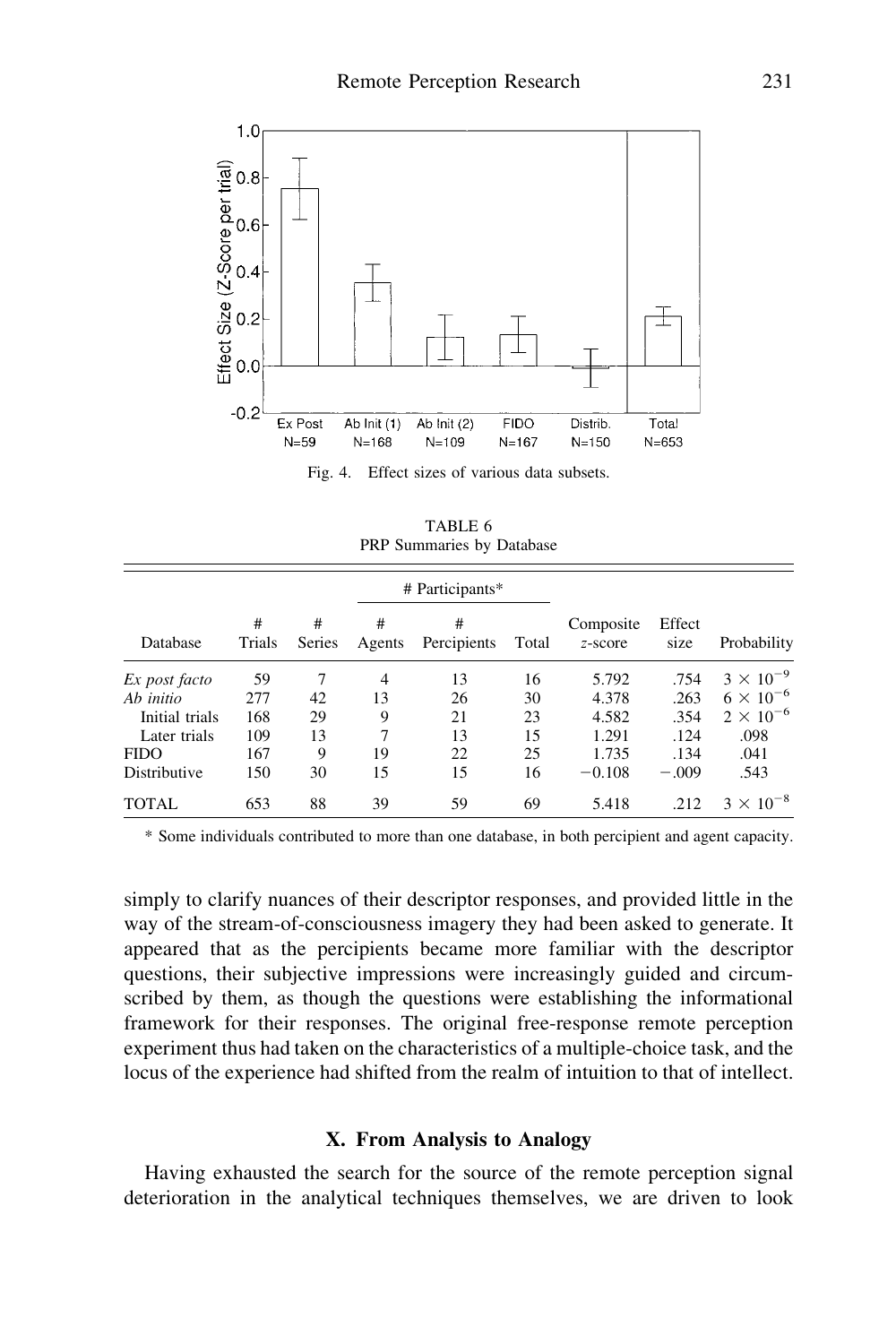Fig. 4. Effect sizes of various data subsets.

TABLE 6
PRP Summaries by Database

| Database | # Trials | # Series | # Participants* | | | Composite $z$-score | Effect size | Probability |
|---|---|---|---|---|---|---|---|---|
| | | | # Agents | # Percipients | Total | | | |
| *Ex post facto* | 59 | 7 | 4 | 13 | 16 | 5.792 | .754 | $3 \times 10^{-9}$ |
| *Ab initio* | 277 | 42 | 13 | 26 | 30 | 4.378 | .263 | $6 \times 10^{-6}$ |
| Initial trials | 168 | 29 | 9 | 21 | 23 | 4.582 | .354 | $2 \times 10^{-6}$ |
| Later trials | 109 | 13 | 7 | 13 | 15 | 1.291 | .124 | .098 |
| FIDO | 167 | 9 | 19 | 22 | 25 | 1.735 | .134 | .041 |
| Distributive | 150 | 30 | 15 | 15 | 16 | −0.108 | −.009 | .543 |
| TOTAL | 653 | 88 | 39 | 59 | 69 | 5.418 | .212 | $3 \times 10^{-8}$ |

* Some individuals contributed to more than one database, in both percipient and agent capacity.

simply to clarify nuances of their descriptor responses, and provided little in the way of the stream-of-consciousness imagery they had been asked to generate. It appeared that as the percipients became more familiar with the descriptor questions, their subjective impressions were increasingly guided and circumscribed by them, as though the questions were establishing the informational framework for their responses. The original free-response remote perception experiment thus had taken on the characteristics of a multiple-choice task, and the locus of the experience had shifted from the realm of intuition to that of intellect.

## X. From Analysis to Analogy

Having exhausted the search for the source of the remote perception signal deterioration in the analytical techniques themselves, we are driven to look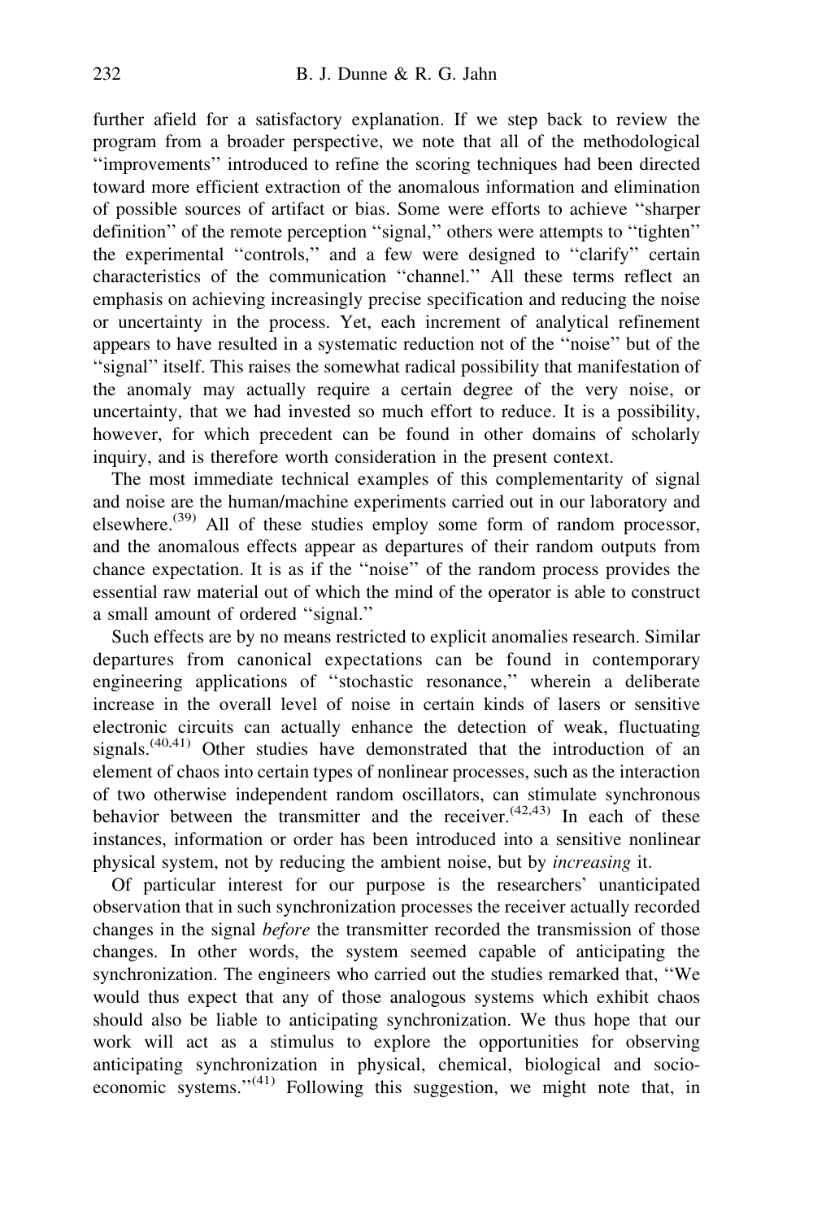further afield for a satisfactory explanation. If we step back to review the program from a broader perspective, we note that all of the methodological ''improvements'' introduced to refine the scoring techniques had been directed toward more efficient extraction of the anomalous information and elimination of possible sources of artifact or bias. Some were efforts to achieve ''sharper definition'' of the remote perception ''signal,'' others were attempts to ''tighten'' the experimental ''controls,'' and a few were designed to ''clarify'' certain characteristics of the communication ''channel.'' All these terms reflect an emphasis on achieving increasingly precise specification and reducing the noise or uncertainty in the process. Yet, each increment of analytical refinement appears to have resulted in a systematic reduction not of the ''noise'' but of the ''signal'' itself. This raises the somewhat radical possibility that manifestation of the anomaly may actually require a certain degree of the very noise, or uncertainty, that we had invested so much effort to reduce. It is a possibility, however, for which precedent can be found in other domains of scholarly inquiry, and is therefore worth consideration in the present context.

The most immediate technical examples of this complementarity of signal and noise are the human/machine experiments carried out in our laboratory and elsewhere.[39] All of these studies employ some form of random processor, and the anomalous effects appear as departures of their random outputs from chance expectation. It is as if the ''noise'' of the random process provides the essential raw material out of which the mind of the operator is able to construct a small amount of ordered ''signal.''

Such effects are by no means restricted to explicit anomalies research. Similar departures from canonical expectations can be found in contemporary engineering applications of ''stochastic resonance,'' wherein a deliberate increase in the overall level of noise in certain kinds of lasers or sensitive electronic circuits can actually enhance the detection of weak, fluctuating signals.[40,41] Other studies have demonstrated that the introduction of an element of chaos into certain types of nonlinear processes, such as the interaction of two otherwise independent random oscillators, can stimulate synchronous behavior between the transmitter and the receiver.[42,43] In each of these instances, information or order has been introduced into a sensitive nonlinear physical system, not by reducing the ambient noise, but by *increasing* it.

Of particular interest for our purpose is the researchers' unanticipated observation that in such synchronization processes the receiver actually recorded changes in the signal *before* the transmitter recorded the transmission of those changes. In other words, the system seemed capable of anticipating the synchronization. The engineers who carried out the studies remarked that, ''We would thus expect that any of those analogous systems which exhibit chaos should also be liable to anticipating synchronization. We thus hope that our work will act as a stimulus to explore the opportunities for observing anticipating synchronization in physical, chemical, biological and socio-economic systems.''[41] Following this suggestion, we might note that, in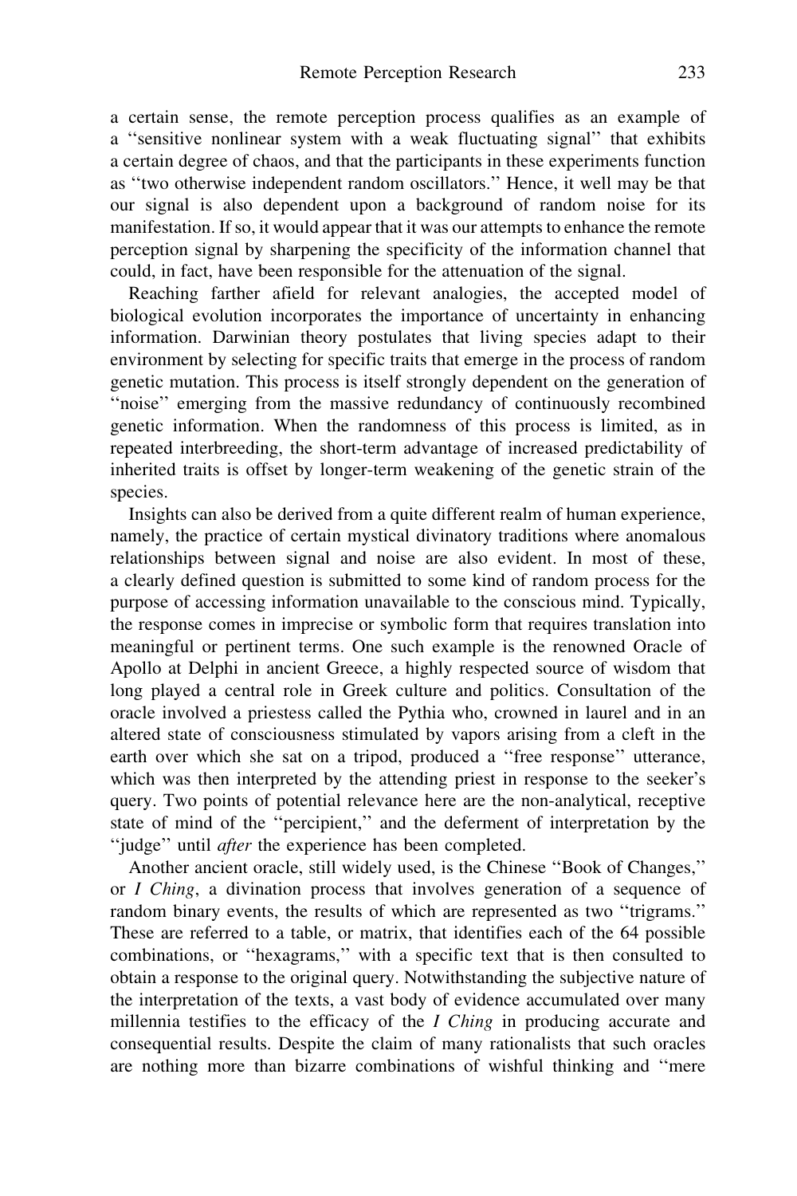a certain sense, the remote perception process qualifies as an example of a "sensitive nonlinear system with a weak fluctuating signal" that exhibits a certain degree of chaos, and that the participants in these experiments function as "two otherwise independent random oscillators." Hence, it well may be that our signal is also dependent upon a background of random noise for its manifestation. If so, it would appear that it was our attempts to enhance the remote perception signal by sharpening the specificity of the information channel that could, in fact, have been responsible for the attenuation of the signal.

Reaching farther afield for relevant analogies, the accepted model of biological evolution incorporates the importance of uncertainty in enhancing information. Darwinian theory postulates that living species adapt to their environment by selecting for specific traits that emerge in the process of random genetic mutation. This process is itself strongly dependent on the generation of "noise" emerging from the massive redundancy of continuously recombined genetic information. When the randomness of this process is limited, as in repeated interbreeding, the short-term advantage of increased predictability of inherited traits is offset by longer-term weakening of the genetic strain of the species.

Insights can also be derived from a quite different realm of human experience, namely, the practice of certain mystical divinatory traditions where anomalous relationships between signal and noise are also evident. In most of these, a clearly defined question is submitted to some kind of random process for the purpose of accessing information unavailable to the conscious mind. Typically, the response comes in imprecise or symbolic form that requires translation into meaningful or pertinent terms. One such example is the renowned Oracle of Apollo at Delphi in ancient Greece, a highly respected source of wisdom that long played a central role in Greek culture and politics. Consultation of the oracle involved a priestess called the Pythia who, crowned in laurel and in an altered state of consciousness stimulated by vapors arising from a cleft in the earth over which she sat on a tripod, produced a "free response" utterance, which was then interpreted by the attending priest in response to the seeker's query. Two points of potential relevance here are the non-analytical, receptive state of mind of the "percipient," and the deferment of interpretation by the "judge" until *after* the experience has been completed.

Another ancient oracle, still widely used, is the Chinese "Book of Changes," or *I Ching*, a divination process that involves generation of a sequence of random binary events, the results of which are represented as two "trigrams." These are referred to a table, or matrix, that identifies each of the 64 possible combinations, or "hexagrams," with a specific text that is then consulted to obtain a response to the original query. Notwithstanding the subjective nature of the interpretation of the texts, a vast body of evidence accumulated over many millennia testifies to the efficacy of the *I Ching* in producing accurate and consequential results. Despite the claim of many rationalists that such oracles are nothing more than bizarre combinations of wishful thinking and "mere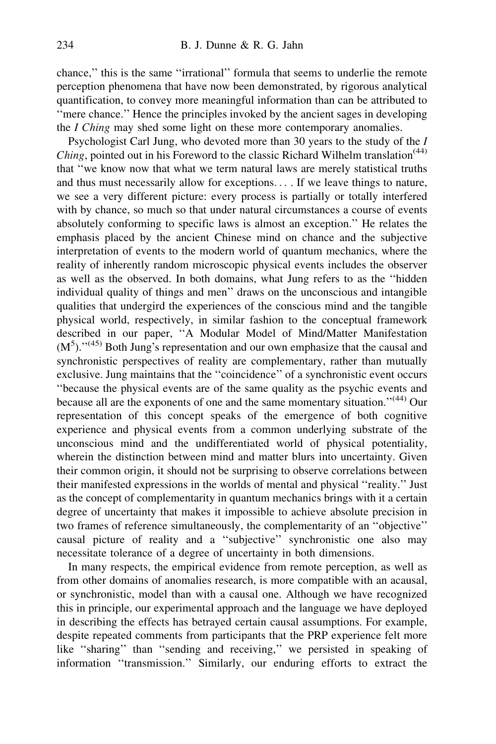chance,'' this is the same ''irrational'' formula that seems to underlie the remote perception phenomena that have now been demonstrated, by rigorous analytical quantification, to convey more meaningful information than can be attributed to ''mere chance.'' Hence the principles invoked by the ancient sages in developing the *I Ching* may shed some light on these more contemporary anomalies.

Psychologist Carl Jung, who devoted more than 30 years to the study of the *I Ching*, pointed out in his Foreword to the classic Richard Wilhelm translation[(44)] that ''we know now that what we term natural laws are merely statistical truths and thus must necessarily allow for exceptions. . . . If we leave things to nature, we see a very different picture: every process is partially or totally interfered with by chance, so much so that under natural circumstances a course of events absolutely conforming to specific laws is almost an exception.'' He relates the emphasis placed by the ancient Chinese mind on chance and the subjective interpretation of events to the modern world of quantum mechanics, where the reality of inherently random microscopic physical events includes the observer as well as the observed. In both domains, what Jung refers to as the ''hidden individual quality of things and men'' draws on the unconscious and intangible qualities that undergird the experiences of the conscious mind and the tangible physical world, respectively, in similar fashion to the conceptual framework described in our paper, ''A Modular Model of Mind/Matter Manifestation ($M^5$).''[(45)] Both Jung's representation and our own emphasize that the causal and synchronistic perspectives of reality are complementary, rather than mutually exclusive. Jung maintains that the ''coincidence'' of a synchronistic event occurs ''because the physical events are of the same quality as the psychic events and because all are the exponents of one and the same momentary situation.''[(44)] Our representation of this concept speaks of the emergence of both cognitive experience and physical events from a common underlying substrate of the unconscious mind and the undifferentiated world of physical potentiality, wherein the distinction between mind and matter blurs into uncertainty. Given their common origin, it should not be surprising to observe correlations between their manifested expressions in the worlds of mental and physical ''reality.'' Just as the concept of complementarity in quantum mechanics brings with it a certain degree of uncertainty that makes it impossible to achieve absolute precision in two frames of reference simultaneously, the complementarity of an ''objective'' causal picture of reality and a ''subjective'' synchronistic one also may necessitate tolerance of a degree of uncertainty in both dimensions.

In many respects, the empirical evidence from remote perception, as well as from other domains of anomalies research, is more compatible with an acausal, or synchronistic, model than with a causal one. Although we have recognized this in principle, our experimental approach and the language we have deployed in describing the effects has betrayed certain causal assumptions. For example, despite repeated comments from participants that the PRP experience felt more like ''sharing'' than ''sending and receiving,'' we persisted in speaking of information ''transmission.'' Similarly, our enduring efforts to extract the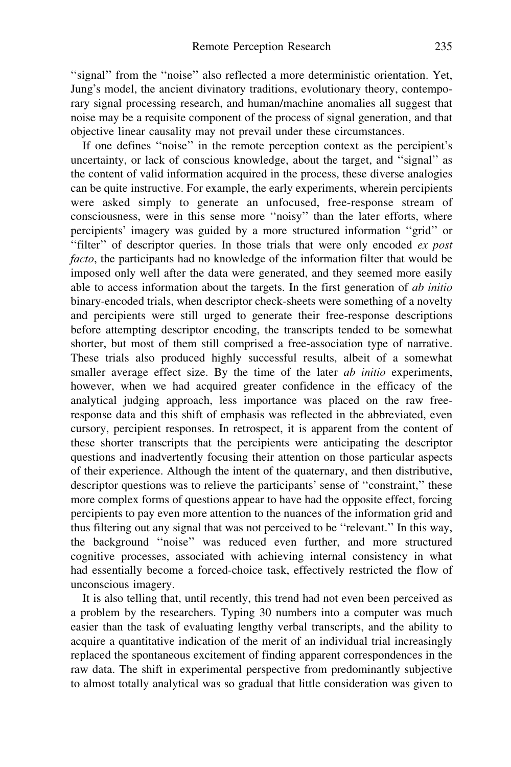"signal" from the "noise" also reflected a more deterministic orientation. Yet, Jung's model, the ancient divinatory traditions, evolutionary theory, contemporary signal processing research, and human/machine anomalies all suggest that noise may be a requisite component of the process of signal generation, and that objective linear causality may not prevail under these circumstances.

If one defines "noise" in the remote perception context as the percipient's uncertainty, or lack of conscious knowledge, about the target, and "signal" as the content of valid information acquired in the process, these diverse analogies can be quite instructive. For example, the early experiments, wherein percipients were asked simply to generate an unfocused, free-response stream of consciousness, were in this sense more "noisy" than the later efforts, where percipients' imagery was guided by a more structured information "grid" or "filter" of descriptor queries. In those trials that were only encoded *ex post facto*, the participants had no knowledge of the information filter that would be imposed only well after the data were generated, and they seemed more easily able to access information about the targets. In the first generation of *ab initio* binary-encoded trials, when descriptor check-sheets were something of a novelty and percipients were still urged to generate their free-response descriptions before attempting descriptor encoding, the transcripts tended to be somewhat shorter, but most of them still comprised a free-association type of narrative. These trials also produced highly successful results, albeit of a somewhat smaller average effect size. By the time of the later *ab initio* experiments, however, when we had acquired greater confidence in the efficacy of the analytical judging approach, less importance was placed on the raw free-response data and this shift of emphasis was reflected in the abbreviated, even cursory, percipient responses. In retrospect, it is apparent from the content of these shorter transcripts that the percipients were anticipating the descriptor questions and inadvertently focusing their attention on those particular aspects of their experience. Although the intent of the quaternary, and then distributive, descriptor questions was to relieve the participants' sense of "constraint," these more complex forms of questions appear to have had the opposite effect, forcing percipients to pay even more attention to the nuances of the information grid and thus filtering out any signal that was not perceived to be "relevant." In this way, the background "noise" was reduced even further, and more structured cognitive processes, associated with achieving internal consistency in what had essentially become a forced-choice task, effectively restricted the flow of unconscious imagery.

It is also telling that, until recently, this trend had not even been perceived as a problem by the researchers. Typing 30 numbers into a computer was much easier than the task of evaluating lengthy verbal transcripts, and the ability to acquire a quantitative indication of the merit of an individual trial increasingly replaced the spontaneous excitement of finding apparent correspondences in the raw data. The shift in experimental perspective from predominantly subjective to almost totally analytical was so gradual that little consideration was given to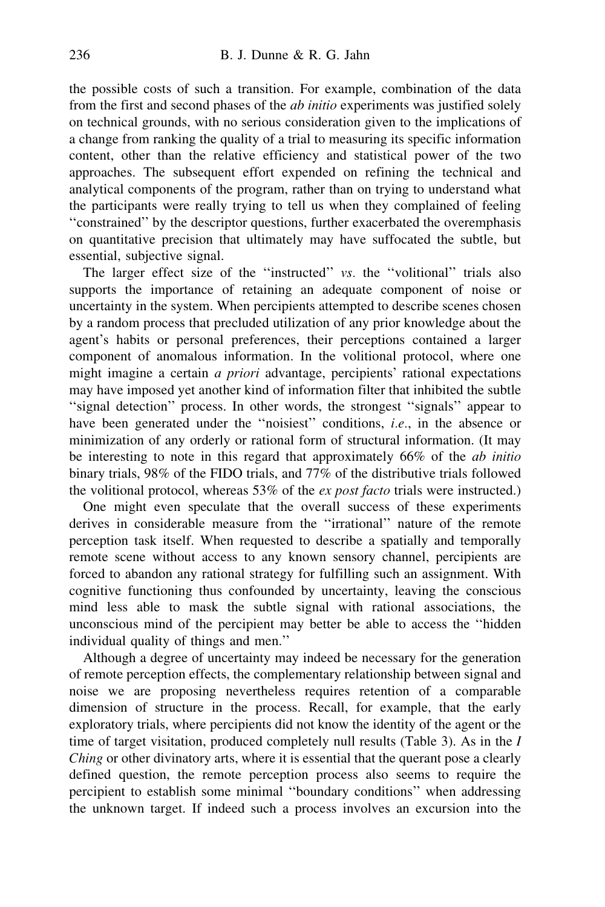the possible costs of such a transition. For example, combination of the data from the first and second phases of the *ab initio* experiments was justified solely on technical grounds, with no serious consideration given to the implications of a change from ranking the quality of a trial to measuring its specific information content, other than the relative efficiency and statistical power of the two approaches. The subsequent effort expended on refining the technical and analytical components of the program, rather than on trying to understand what the participants were really trying to tell us when they complained of feeling ''constrained'' by the descriptor questions, further exacerbated the overemphasis on quantitative precision that ultimately may have suffocated the subtle, but essential, subjective signal.

The larger effect size of the ''instructed'' *vs*. the ''volitional'' trials also supports the importance of retaining an adequate component of noise or uncertainty in the system. When percipients attempted to describe scenes chosen by a random process that precluded utilization of any prior knowledge about the agent's habits or personal preferences, their perceptions contained a larger component of anomalous information. In the volitional protocol, where one might imagine a certain *a priori* advantage, percipients' rational expectations may have imposed yet another kind of information filter that inhibited the subtle ''signal detection'' process. In other words, the strongest ''signals'' appear to have been generated under the ''noisiest'' conditions, *i.e*., in the absence or minimization of any orderly or rational form of structural information. (It may be interesting to note in this regard that approximately 66% of the *ab initio* binary trials, 98% of the FIDO trials, and 77% of the distributive trials followed the volitional protocol, whereas 53% of the *ex post facto* trials were instructed.)

One might even speculate that the overall success of these experiments derives in considerable measure from the ''irrational'' nature of the remote perception task itself. When requested to describe a spatially and temporally remote scene without access to any known sensory channel, percipients are forced to abandon any rational strategy for fulfilling such an assignment. With cognitive functioning thus confounded by uncertainty, leaving the conscious mind less able to mask the subtle signal with rational associations, the unconscious mind of the percipient may better be able to access the ''hidden individual quality of things and men.''

Although a degree of uncertainty may indeed be necessary for the generation of remote perception effects, the complementary relationship between signal and noise we are proposing nevertheless requires retention of a comparable dimension of structure in the process. Recall, for example, that the early exploratory trials, where percipients did not know the identity of the agent or the time of target visitation, produced completely null results (Table 3). As in the *I Ching* or other divinatory arts, where it is essential that the querant pose a clearly defined question, the remote perception process also seems to require the percipient to establish some minimal ''boundary conditions'' when addressing the unknown target. If indeed such a process involves an excursion into the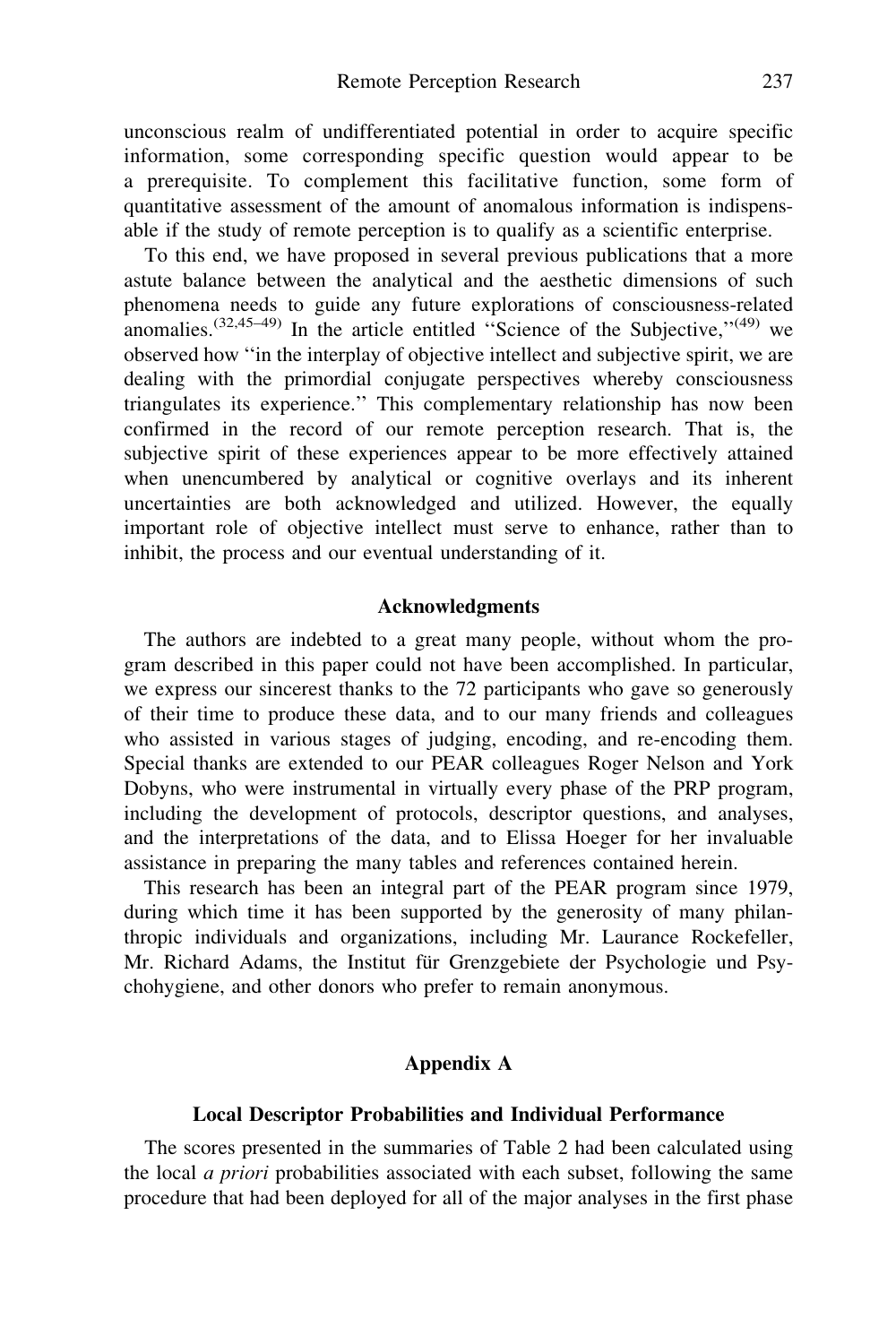unconscious realm of undifferentiated potential in order to acquire specific information, some corresponding specific question would appear to be a prerequisite. To complement this facilitative function, some form of quantitative assessment of the amount of anomalous information is indispensable if the study of remote perception is to qualify as a scientific enterprise.

To this end, we have proposed in several previous publications that a more astute balance between the analytical and the aesthetic dimensions of such phenomena needs to guide any future explorations of consciousness-related anomalies.[32,45–49] In the article entitled ‘‘Science of the Subjective,’’[49] we observed how ‘‘in the interplay of objective intellect and subjective spirit, we are dealing with the primordial conjugate perspectives whereby consciousness triangulates its experience.’’ This complementary relationship has now been confirmed in the record of our remote perception research. That is, the subjective spirit of these experiences appear to be more effectively attained when unencumbered by analytical or cognitive overlays and its inherent uncertainties are both acknowledged and utilized. However, the equally important role of objective intellect must serve to enhance, rather than to inhibit, the process and our eventual understanding of it.

## Acknowledgments

The authors are indebted to a great many people, without whom the program described in this paper could not have been accomplished. In particular, we express our sincerest thanks to the 72 participants who gave so generously of their time to produce these data, and to our many friends and colleagues who assisted in various stages of judging, encoding, and re-encoding them. Special thanks are extended to our PEAR colleagues Roger Nelson and York Dobyns, who were instrumental in virtually every phase of the PRP program, including the development of protocols, descriptor questions, and analyses, and the interpretations of the data, and to Elissa Hoeger for her invaluable assistance in preparing the many tables and references contained herein.

This research has been an integral part of the PEAR program since 1979, during which time it has been supported by the generosity of many philanthropic individuals and organizations, including Mr. Laurance Rockefeller, Mr. Richard Adams, the Institut für Grenzgebiete der Psychologie und Psychohygiene, and other donors who prefer to remain anonymous.

## Appendix A

### Local Descriptor Probabilities and Individual Performance

The scores presented in the summaries of Table 2 had been calculated using the local *a priori* probabilities associated with each subset, following the same procedure that had been deployed for all of the major analyses in the first phase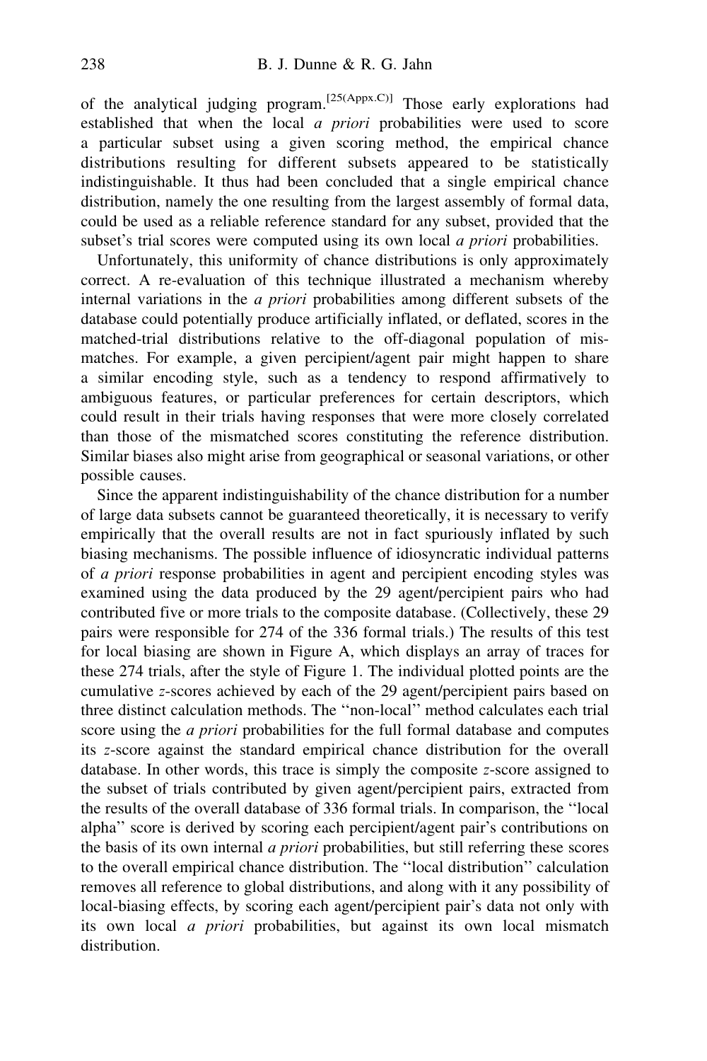of the analytical judging program.[25(Appx.C)] Those early explorations had established that when the local *a priori* probabilities were used to score a particular subset using a given scoring method, the empirical chance distributions resulting for different subsets appeared to be statistically indistinguishable. It thus had been concluded that a single empirical chance distribution, namely the one resulting from the largest assembly of formal data, could be used as a reliable reference standard for any subset, provided that the subset's trial scores were computed using its own local *a priori* probabilities.

Unfortunately, this uniformity of chance distributions is only approximately correct. A re-evaluation of this technique illustrated a mechanism whereby internal variations in the *a priori* probabilities among different subsets of the database could potentially produce artificially inflated, or deflated, scores in the matched-trial distributions relative to the off-diagonal population of mismatches. For example, a given percipient/agent pair might happen to share a similar encoding style, such as a tendency to respond affirmatively to ambiguous features, or particular preferences for certain descriptors, which could result in their trials having responses that were more closely correlated than those of the mismatched scores constituting the reference distribution. Similar biases also might arise from geographical or seasonal variations, or other possible causes.

Since the apparent indistinguishability of the chance distribution for a number of large data subsets cannot be guaranteed theoretically, it is necessary to verify empirically that the overall results are not in fact spuriously inflated by such biasing mechanisms. The possible influence of idiosyncratic individual patterns of *a priori* response probabilities in agent and percipient encoding styles was examined using the data produced by the 29 agent/percipient pairs who had contributed five or more trials to the composite database. (Collectively, these 29 pairs were responsible for 274 of the 336 formal trials.) The results of this test for local biasing are shown in Figure A, which displays an array of traces for these 274 trials, after the style of Figure 1. The individual plotted points are the cumulative *z*-scores achieved by each of the 29 agent/percipient pairs based on three distinct calculation methods. The "non-local" method calculates each trial score using the *a priori* probabilities for the full formal database and computes its *z*-score against the standard empirical chance distribution for the overall database. In other words, this trace is simply the composite *z*-score assigned to the subset of trials contributed by given agent/percipient pairs, extracted from the results of the overall database of 336 formal trials. In comparison, the "local alpha" score is derived by scoring each percipient/agent pair's contributions on the basis of its own internal *a priori* probabilities, but still referring these scores to the overall empirical chance distribution. The "local distribution" calculation removes all reference to global distributions, and along with it any possibility of local-biasing effects, by scoring each agent/percipient pair's data not only with its own local *a priori* probabilities, but against its own local mismatch distribution.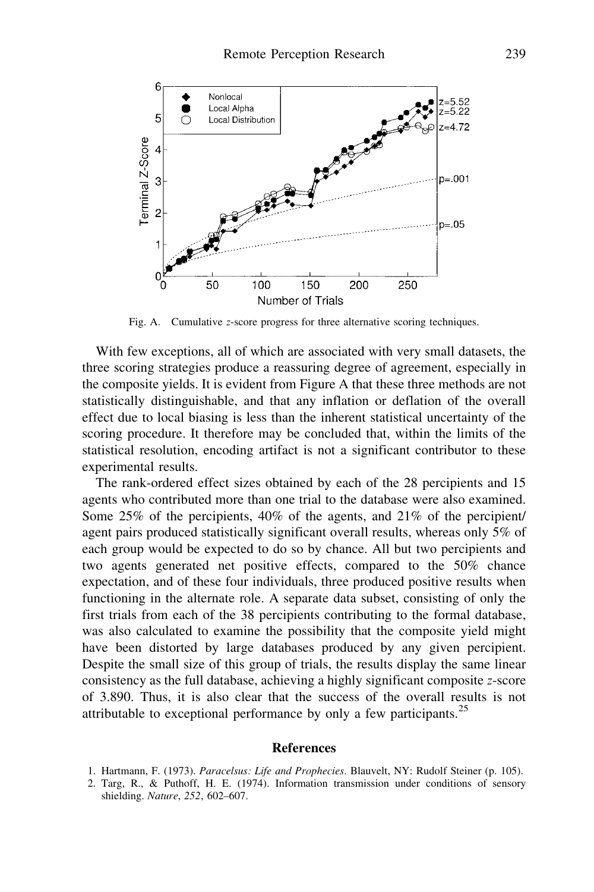Fig. A. Cumulative $z$-score progress for three alternative scoring techniques.

With few exceptions, all of which are associated with very small datasets, the three scoring strategies produce a reassuring degree of agreement, especially in the composite yields. It is evident from Figure A that these three methods are not statistically distinguishable, and that any inflation or deflation of the overall effect due to local biasing is less than the inherent statistical uncertainty of the scoring procedure. It therefore may be concluded that, within the limits of the statistical resolution, encoding artifact is not a significant contributor to these experimental results.

The rank-ordered effect sizes obtained by each of the 28 percipients and 15 agents who contributed more than one trial to the database were also examined. Some 25% of the percipients, 40% of the agents, and 21% of the percipient/agent pairs produced statistically significant overall results, whereas only 5% of each group would be expected to do so by chance. All but two percipients and two agents generated net positive effects, compared to the 50% chance expectation, and of these four individuals, three produced positive results when functioning in the alternate role. A separate data subset, consisting of only the first trials from each of the 38 percipients contributing to the formal database, was also calculated to examine the possibility that the composite yield might have been distorted by large databases produced by any given percipient. Despite the small size of this group of trials, the results display the same linear consistency as the full database, achieving a highly significant composite $z$-score of 3.890. Thus, it is also clear that the success of the overall results is not attributable to exceptional performance by only a few participants.[25]

## References

1. Hartmann, F. (1973). *Paracelsus: Life and Prophecies.* Blauvelt, NY: Rudolf Steiner (p. 105).
2. Targ, R., & Puthoff, H. E. (1974). Information transmission under conditions of sensory shielding. *Nature*, *252*, 602–607.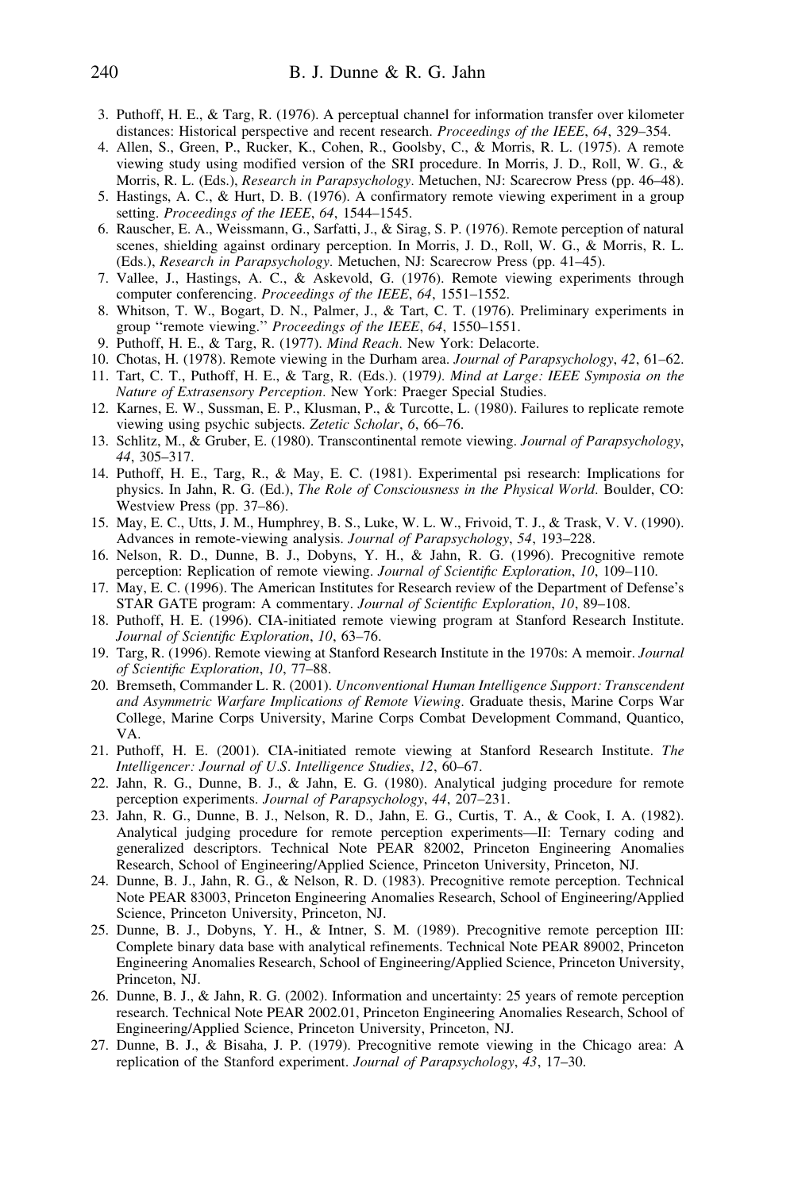3. Puthoff, H. E., & Targ, R. (1976). A perceptual channel for information transfer over kilometer distances: Historical perspective and recent research. *Proceedings of the IEEE*, *64*, 329–354.
4. Allen, S., Green, P., Rucker, K., Cohen, R., Goolsby, C., & Morris, R. L. (1975). A remote viewing study using modified version of the SRI procedure. In Morris, J. D., Roll, W. G., & Morris, R. L. (Eds.), *Research in Parapsychology*. Metuchen, NJ: Scarecrow Press (pp. 46–48).
5. Hastings, A. C., & Hurt, D. B. (1976). A confirmatory remote viewing experiment in a group setting. *Proceedings of the IEEE*, *64*, 1544–1545.
6. Rauscher, E. A., Weissmann, G., Sarfatti, J., & Sirag, S. P. (1976). Remote perception of natural scenes, shielding against ordinary perception. In Morris, J. D., Roll, W. G., & Morris, R. L. (Eds.), *Research in Parapsychology*. Metuchen, NJ: Scarecrow Press (pp. 41–45).
7. Vallee, J., Hastings, A. C., & Askevold, G. (1976). Remote viewing experiments through computer conferencing. *Proceedings of the IEEE*, *64*, 1551–1552.
8. Whitson, T. W., Bogart, D. N., Palmer, J., & Tart, C. T. (1976). Preliminary experiments in group "remote viewing." *Proceedings of the IEEE*, *64*, 1550–1551.
9. Puthoff, H. E., & Targ, R. (1977). *Mind Reach*. New York: Delacorte.
10. Chotas, H. (1978). Remote viewing in the Durham area. *Journal of Parapsychology*, *42*, 61–62.
11. Tart, C. T., Puthoff, H. E., & Targ, R. (Eds.). (1979). *Mind at Large: IEEE Symposia on the Nature of Extrasensory Perception*. New York: Praeger Special Studies.
12. Karnes, E. W., Sussman, E. P., Klusman, P., & Turcotte, L. (1980). Failures to replicate remote viewing using psychic subjects. *Zetetic Scholar*, *6*, 66–76.
13. Schlitz, M., & Gruber, E. (1980). Transcontinental remote viewing. *Journal of Parapsychology*, *44*, 305–317.
14. Puthoff, H. E., Targ, R., & May, E. C. (1981). Experimental psi research: Implications for physics. In Jahn, R. G. (Ed.), *The Role of Consciousness in the Physical World*. Boulder, CO: Westview Press (pp. 37–86).
15. May, E. C., Utts, J. M., Humphrey, B. S., Luke, W. L. W., Frivoid, T. J., & Trask, V. V. (1990). Advances in remote-viewing analysis. *Journal of Parapsychology*, *54*, 193–228.
16. Nelson, R. D., Dunne, B. J., Dobyns, Y. H., & Jahn, R. G. (1996). Precognitive remote perception: Replication of remote viewing. *Journal of Scientific Exploration*, *10*, 109–110.
17. May, E. C. (1996). The American Institutes for Research review of the Department of Defense's STAR GATE program: A commentary. *Journal of Scientific Exploration*, *10*, 89–108.
18. Puthoff, H. E. (1996). CIA-initiated remote viewing program at Stanford Research Institute. *Journal of Scientific Exploration*, *10*, 63–76.
19. Targ, R. (1996). Remote viewing at Stanford Research Institute in the 1970s: A memoir. *Journal of Scientific Exploration*, *10*, 77–88.
20. Bremseth, Commander L. R. (2001). *Unconventional Human Intelligence Support: Transcendent and Asymmetric Warfare Implications of Remote Viewing*. Graduate thesis, Marine Corps War College, Marine Corps University, Marine Corps Combat Development Command, Quantico, VA.
21. Puthoff, H. E. (2001). CIA-initiated remote viewing at Stanford Research Institute. *The Intelligencer: Journal of U.S. Intelligence Studies*, *12*, 60–67.
22. Jahn, R. G., Dunne, B. J., & Jahn, E. G. (1980). Analytical judging procedure for remote perception experiments. *Journal of Parapsychology*, *44*, 207–231.
23. Jahn, R. G., Dunne, B. J., Nelson, R. D., Jahn, E. G., Curtis, T. A., & Cook, I. A. (1982). Analytical judging procedure for remote perception experiments—II: Ternary coding and generalized descriptors. Technical Note PEAR 82002, Princeton Engineering Anomalies Research, School of Engineering/Applied Science, Princeton University, Princeton, NJ.
24. Dunne, B. J., Jahn, R. G., & Nelson, R. D. (1983). Precognitive remote perception. Technical Note PEAR 83003, Princeton Engineering Anomalies Research, School of Engineering/Applied Science, Princeton University, Princeton, NJ.
25. Dunne, B. J., Dobyns, Y. H., & Intner, S. M. (1989). Precognitive remote perception III: Complete binary data base with analytical refinements. Technical Note PEAR 89002, Princeton Engineering Anomalies Research, School of Engineering/Applied Science, Princeton University, Princeton, NJ.
26. Dunne, B. J., & Jahn, R. G. (2002). Information and uncertainty: 25 years of remote perception research. Technical Note PEAR 2002.01, Princeton Engineering Anomalies Research, School of Engineering/Applied Science, Princeton University, Princeton, NJ.
27. Dunne, B. J., & Bisaha, J. P. (1979). Precognitive remote viewing in the Chicago area: A replication of the Stanford experiment. *Journal of Parapsychology*, *43*, 17–30.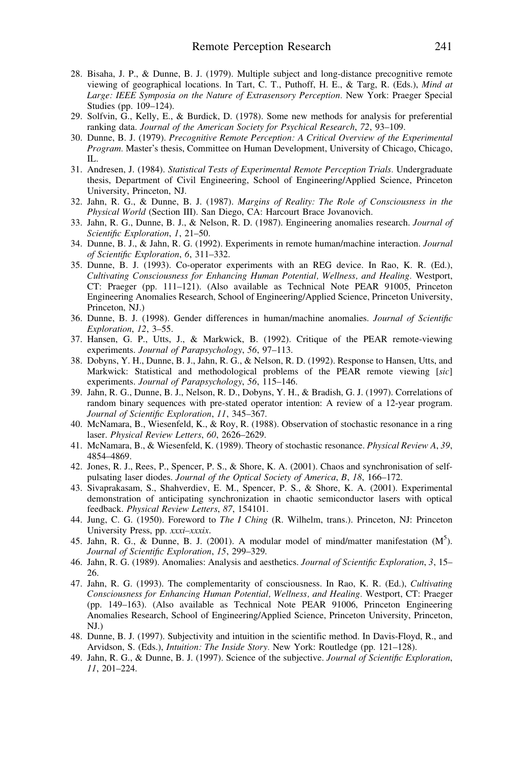28. Bisaha, J. P., & Dunne, B. J. (1979). Multiple subject and long-distance precognitive remote viewing of geographical locations. In Tart, C. T., Puthoff, H. E., & Targ, R. (Eds.), *Mind at Large: IEEE Symposia on the Nature of Extrasensory Perception*. New York: Praeger Special Studies (pp. 109–124).
29. Solfvin, G., Kelly, E., & Burdick, D. (1978). Some new methods for analysis for preferential ranking data. *Journal of the American Society for Psychical Research*, *72*, 93–109.
30. Dunne, B. J. (1979). *Precognitive Remote Perception: A Critical Overview of the Experimental Program*. Master's thesis, Committee on Human Development, University of Chicago, Chicago, IL.
31. Andresen, J. (1984). *Statistical Tests of Experimental Remote Perception Trials*. Undergraduate thesis, Department of Civil Engineering, School of Engineering/Applied Science, Princeton University, Princeton, NJ.
32. Jahn, R. G., & Dunne, B. J. (1987). *Margins of Reality: The Role of Consciousness in the Physical World* (Section III). San Diego, CA: Harcourt Brace Jovanovich.
33. Jahn, R. G., Dunne, B. J., & Nelson, R. D. (1987). Engineering anomalies research. *Journal of Scientific Exploration*, *1*, 21–50.
34. Dunne, B. J., & Jahn, R. G. (1992). Experiments in remote human/machine interaction. *Journal of Scientific Exploration*, *6*, 311–332.
35. Dunne, B. J. (1993). Co-operator experiments with an REG device. In Rao, K. R. (Ed.), *Cultivating Consciousness for Enhancing Human Potential, Wellness, and Healing*. Westport, CT: Praeger (pp. 111–121). (Also available as Technical Note PEAR 91005, Princeton Engineering Anomalies Research, School of Engineering/Applied Science, Princeton University, Princeton, NJ.)
36. Dunne, B. J. (1998). Gender differences in human/machine anomalies. *Journal of Scientific Exploration*, *12*, 3–55.
37. Hansen, G. P., Utts, J., & Markwick, B. (1992). Critique of the PEAR remote-viewing experiments. *Journal of Parapsychology*, *56*, 97–113.
38. Dobyns, Y. H., Dunne, B. J., Jahn, R. G., & Nelson, R. D. (1992). Response to Hansen, Utts, and Markwick: Statistical and methodological problems of the PEAR remote viewing [*sic*] experiments. *Journal of Parapsychology*, *56*, 115–146.
39. Jahn, R. G., Dunne, B. J., Nelson, R. D., Dobyns, Y. H., & Bradish, G. J. (1997). Correlations of random binary sequences with pre-stated operator intention: A review of a 12-year program. *Journal of Scientific Exploration*, *11*, 345–367.
40. McNamara, B., Wiesenfeld, K., & Roy, R. (1988). Observation of stochastic resonance in a ring laser. *Physical Review Letters*, *60*, 2626–2629.
41. McNamara, B., & Wiesenfeld, K. (1989). Theory of stochastic resonance. *Physical Review A*, *39*, 4854–4869.
42. Jones, R. J., Rees, P., Spencer, P. S., & Shore, K. A. (2001). Chaos and synchronisation of self-pulsating laser diodes. *Journal of the Optical Society of America*, *B*, *18*, 166–172.
43. Sivaprakasam, S., Shahverdiev, E. M., Spencer, P. S., & Shore, K. A. (2001). Experimental demonstration of anticipating synchronization in chaotic semiconductor lasers with optical feedback. *Physical Review Letters*, *87*, 154101.
44. Jung, C. G. (1950). Foreword to *The I Ching* (R. Wilhelm, trans.). Princeton, NJ: Princeton University Press, pp. *xxxi–xxxix*.
45. Jahn, R. G., & Dunne, B. J. (2001). A modular model of mind/matter manifestation ($M^5$). *Journal of Scientific Exploration*, *15*, 299–329.
46. Jahn, R. G. (1989). Anomalies: Analysis and aesthetics. *Journal of Scientific Exploration*, *3*, 15–26.
47. Jahn, R. G. (1993). The complementarity of consciousness. In Rao, K. R. (Ed.), *Cultivating Consciousness for Enhancing Human Potential, Wellness, and Healing*. Westport, CT: Praeger (pp. 149–163). (Also available as Technical Note PEAR 91006, Princeton Engineering Anomalies Research, School of Engineering/Applied Science, Princeton University, Princeton, NJ.)
48. Dunne, B. J. (1997). Subjectivity and intuition in the scientific method. In Davis-Floyd, R., and Arvidson, S. (Eds.), *Intuition: The Inside Story*. New York: Routledge (pp. 121–128).
49. Jahn, R. G., & Dunne, B. J. (1997). Science of the subjective. *Journal of Scientific Exploration*, *11*, 201–224.